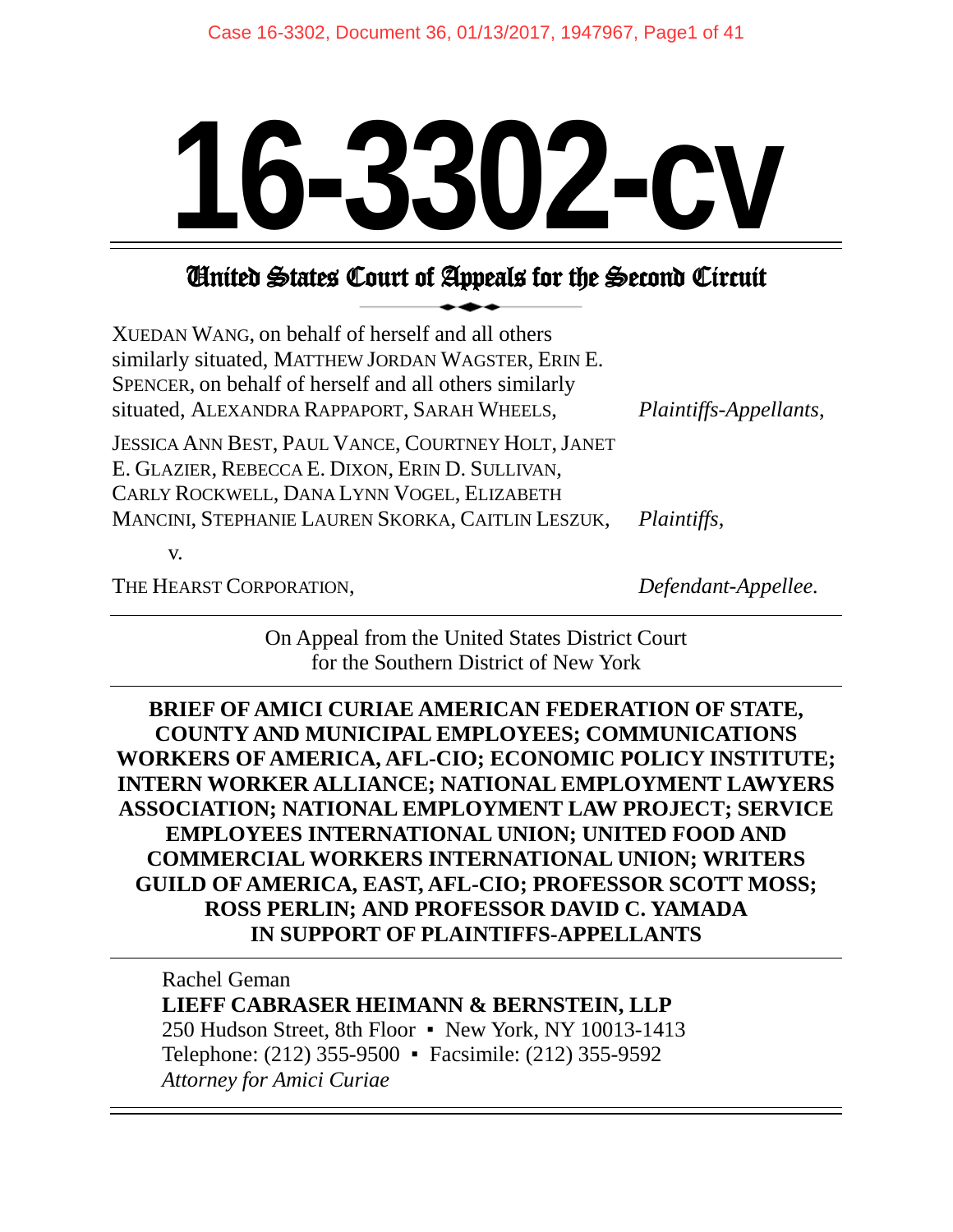# 16-3302-cv

## United States Court of Appeals for the Second Circuit

XUEDAN WANG, on behalf of herself and all others similarly situated, MATTHEW JORDAN WAGSTER, ERIN E. SPENCER, on behalf of herself and all others similarly situated, ALEXANDRA RAPPAPORT, SARAH WHEELS,

*Plaintiffs-Appellants,*

JESSICA ANN BEST, PAUL VANCE, COURTNEY HOLT, JANET E. GLAZIER, REBECCA E. DIXON, ERIN D. SULLIVAN, CARLY ROCKWELL, DANA LYNN VOGEL, ELIZABETH MANCINI, STEPHANIE LAUREN SKORKA, CAITLIN LESZUK,

*Plaintiffs,*

v.

THE HEARST CORPORATION,

*Defendant-Appellee.*

---

On Appeal from the United States District Court
for the Southern District of New York

---

**BRIEF OF AMICI CURIAE AMERICAN FEDERATION OF STATE, COUNTY AND MUNICIPAL EMPLOYEES; COMMUNICATIONS WORKERS OF AMERICA, AFL-CIO; ECONOMIC POLICY INSTITUTE; INTERN WORKER ALLIANCE; NATIONAL EMPLOYMENT LAWYERS ASSOCIATION; NATIONAL EMPLOYMENT LAW PROJECT; SERVICE EMPLOYEES INTERNATIONAL UNION; UNITED FOOD AND COMMERCIAL WORKERS INTERNATIONAL UNION; WRITERS GUILD OF AMERICA, EAST, AFL-CIO; PROFESSOR SCOTT MOSS; ROSS PERLIN; AND PROFESSOR DAVID C. YAMADA IN SUPPORT OF PLAINTIFFS-APPELLANTS**

---

Rachel Geman
**LIEFF CABRASER HEIMANN & BERNSTEIN, LLP**
250 Hudson Street, 8th Floor ▪ New York, NY 10013-1413
Telephone: (212) 355-9500 ▪ Facsimile: (212) 355-9592
*Attorney for Amici Curiae*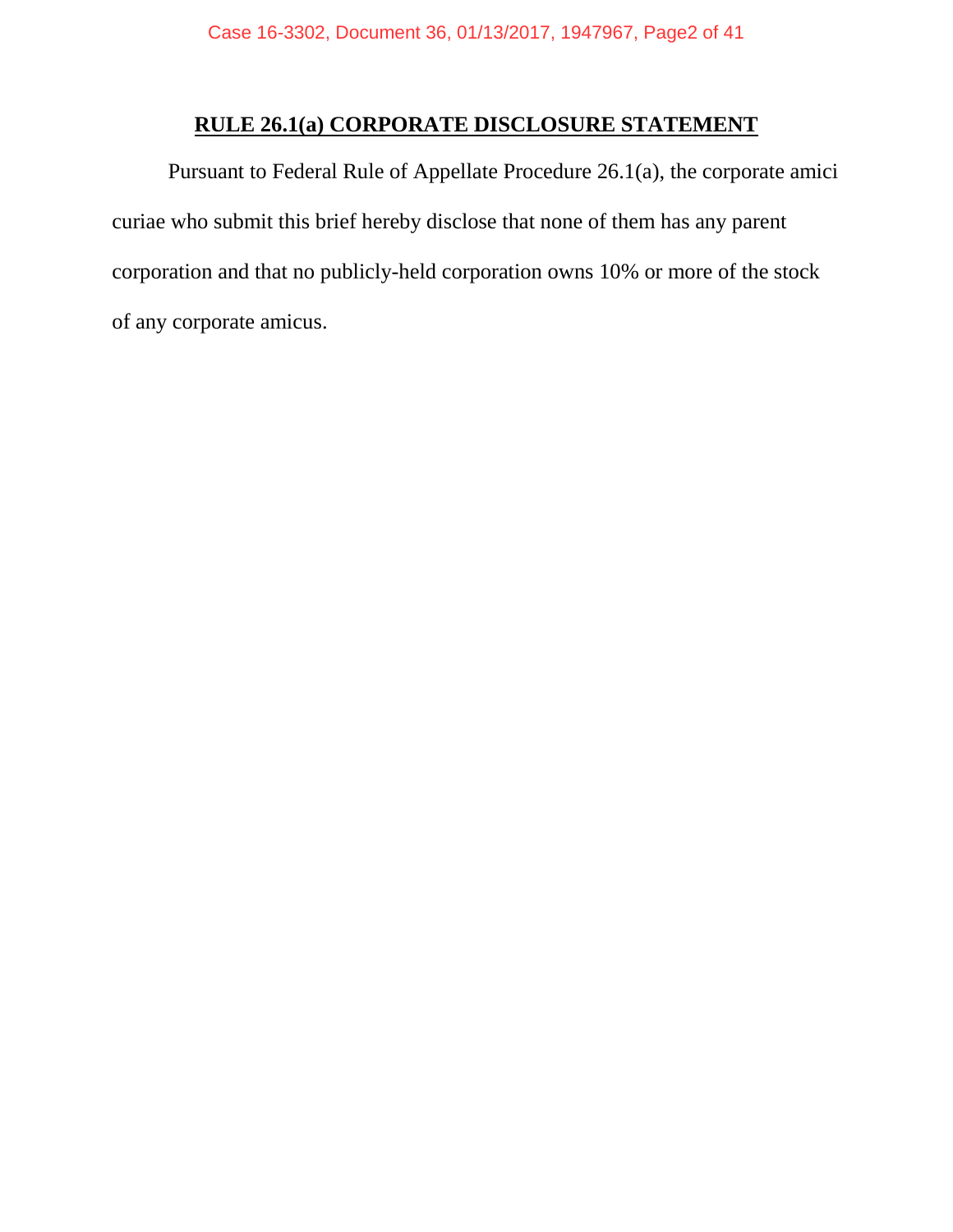## RULE 26.1(a) CORPORATE DISCLOSURE STATEMENT

Pursuant to Federal Rule of Appellate Procedure 26.1(a), the corporate amici curiae who submit this brief hereby disclose that none of them has any parent corporation and that no publicly-held corporation owns 10% or more of the stock of any corporate amicus.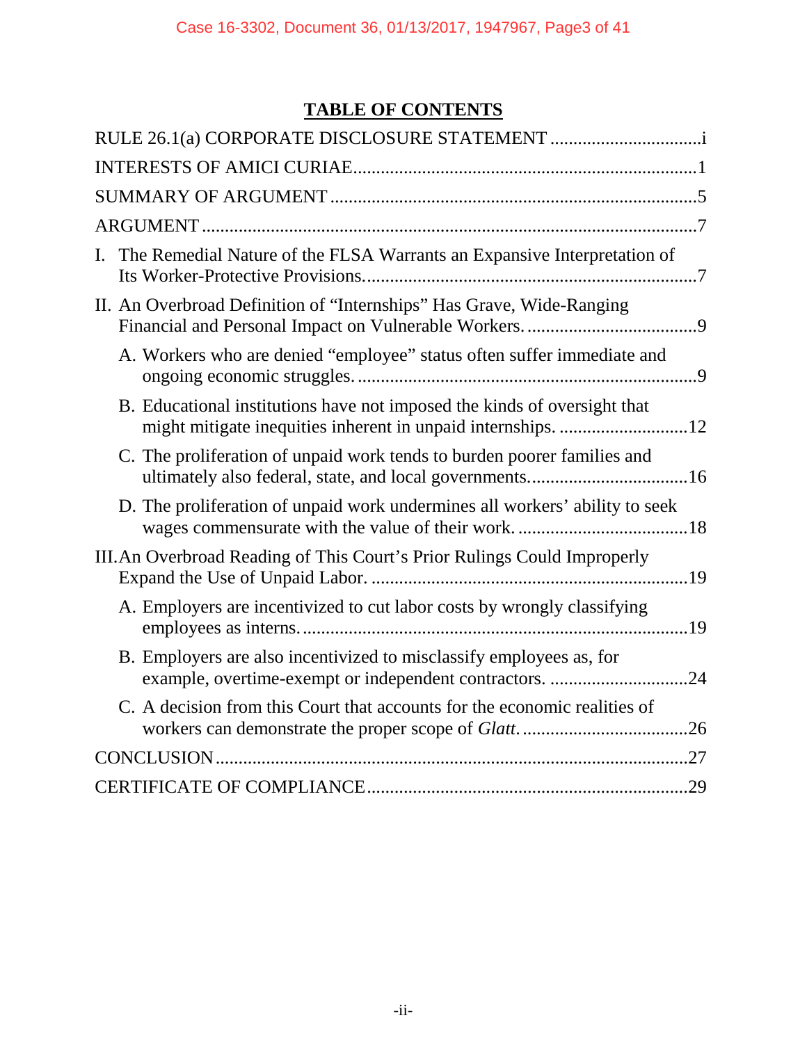## TABLE OF CONTENTS

RULE 26.1(a) CORPORATE DISCLOSURE STATEMENT ................................i

INTERESTS OF AMICI CURIAE.........................................................................1

SUMMARY OF ARGUMENT ..............................................................................5

ARGUMENT .........................................................................................................7

I. The Remedial Nature of the FLSA Warrants an Expansive Interpretation of Its Worker-Protective Provisions........................................................................7

II. An Overbroad Definition of "Internships" Has Grave, Wide-Ranging Financial and Personal Impact on Vulnerable Workers. ....................................9

- A. Workers who are denied "employee" status often suffer immediate and ongoing economic struggles. ........................................................................9
- B. Educational institutions have not imposed the kinds of oversight that might mitigate inequities inherent in unpaid internships. ............................12
- C. The proliferation of unpaid work tends to burden poorer families and ultimately also federal, state, and local governments..................................16
- D. The proliferation of unpaid work undermines all workers' ability to seek wages commensurate with the value of their work. ....................................18

III. An Overbroad Reading of This Court's Prior Rulings Could Improperly Expand the Use of Unpaid Labor. ....................................................................19

- A. Employers are incentivized to cut labor costs by wrongly classifying employees as interns. ..................................................................................19
- B. Employers are also incentivized to misclassify employees as, for example, overtime-exempt or independent contractors. .............................24
- C. A decision from this Court that accounts for the economic realities of workers can demonstrate the proper scope of *Glatt*. ...................................26

CONCLUSION .....................................................................................................27

CERTIFICATE OF COMPLIANCE ....................................................................29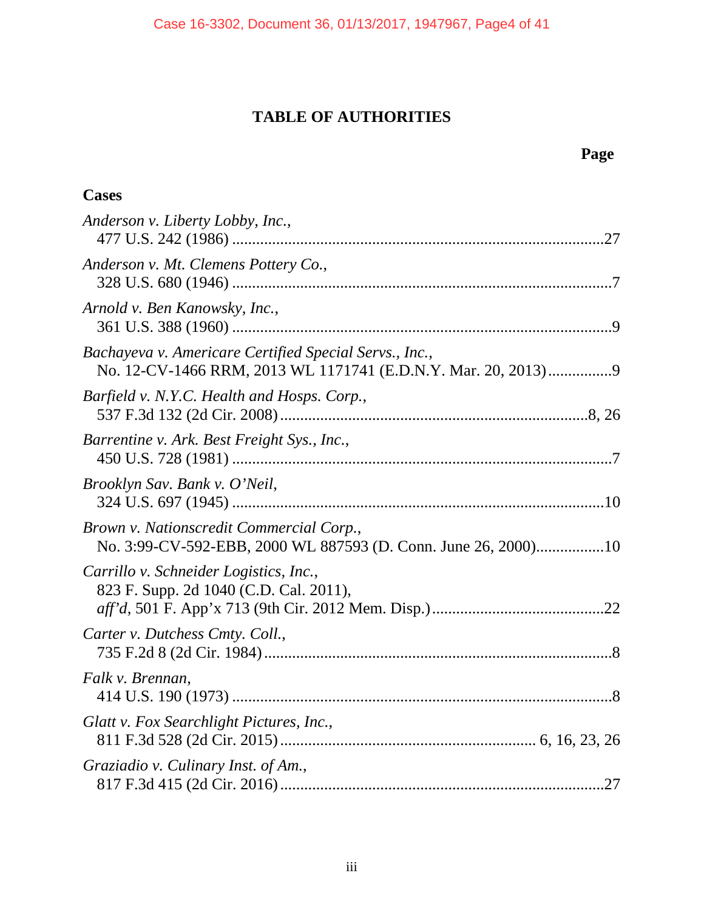# TABLE OF AUTHORITIES

**Page**

**Cases**

*Anderson v. Liberty Lobby, Inc.*,
477 U.S. 242 (1986) ....................................................................................27

*Anderson v. Mt. Clemens Pottery Co.*,
328 U.S. 680 (1946) ......................................................................................7

*Arnold v. Ben Kanowsky, Inc.*,
361 U.S. 388 (1960) ......................................................................................9

*Bachayeva v. Americare Certified Special Servs., Inc.*,
No. 12-CV-1466 RRM, 2013 WL 1171741 (E.D.N.Y. Mar. 20, 2013)................9

*Barfield v. N.Y.C. Health and Hosps. Corp.*,
537 F.3d 132 (2d Cir. 2008)........................................................................8, 26

*Barrentine v. Ark. Best Freight Sys., Inc.*,
450 U.S. 728 (1981) ......................................................................................7

*Brooklyn Sav. Bank v. O'Neil*,
324 U.S. 697 (1945) ....................................................................................10

*Brown v. Nationscredit Commercial Corp.*,
No. 3:99-CV-592-EBB, 2000 WL 887593 (D. Conn. June 26, 2000).................10

*Carrillo v. Schneider Logistics, Inc.*,
823 F. Supp. 2d 1040 (C.D. Cal. 2011),
*aff'd*, 501 F. App'x 713 (9th Cir. 2012 Mem. Disp.)..........................................22

*Carter v. Dutchess Cmty. Coll.*,
735 F.2d 8 (2d Cir. 1984)..............................................................................8

*Falk v. Brennan*,
414 U.S. 190 (1973) ......................................................................................8

*Glatt v. Fox Searchlight Pictures, Inc.*,
811 F.3d 528 (2d Cir. 2015)............................................................ 6, 16, 23, 26

*Graziadio v. Culinary Inst. of Am.*,
817 F.3d 415 (2d Cir. 2016)..........................................................................27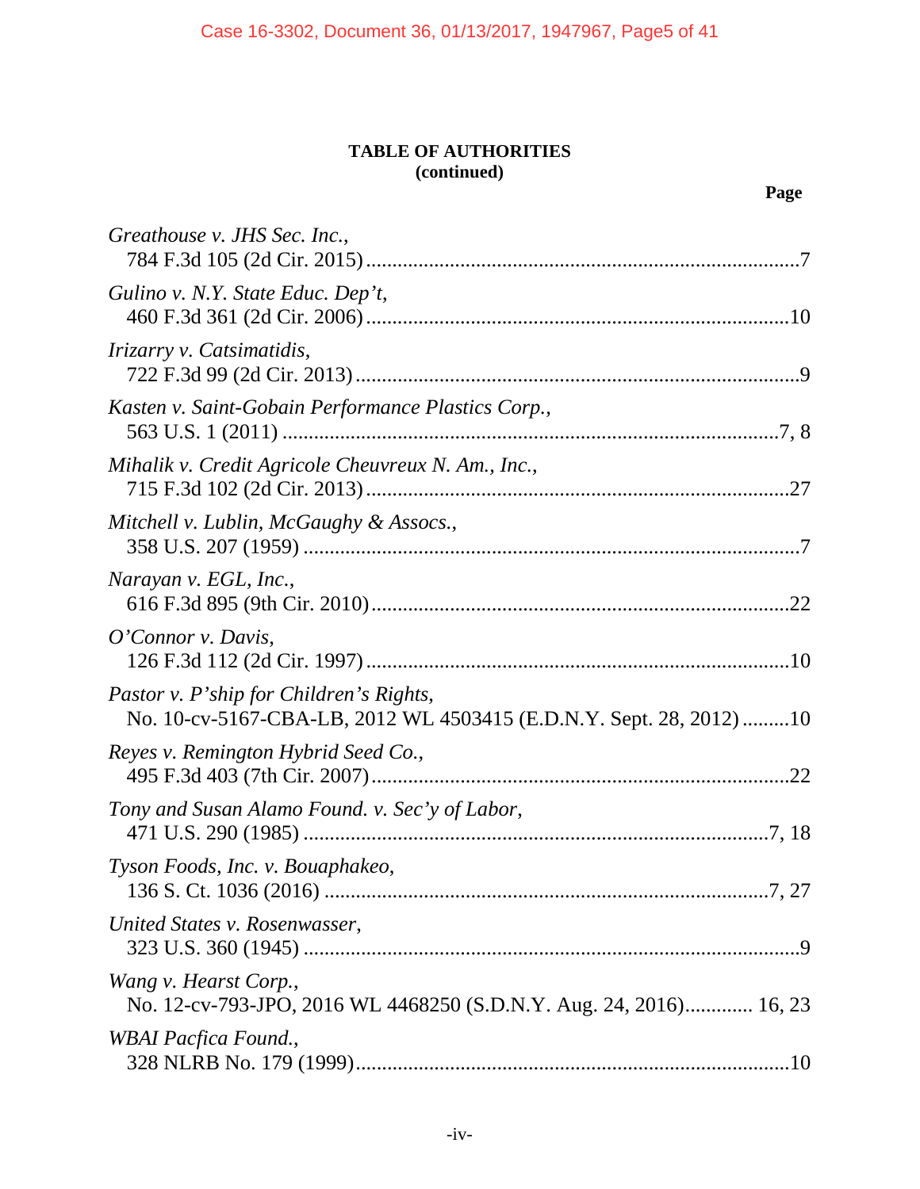**TABLE OF AUTHORITIES**
**(continued)**

**Page**

*Greathouse v. JHS Sec. Inc.*,
784 F.3d 105 (2d Cir. 2015) ....................................................................................7

*Gulino v. N.Y. State Educ. Dep't*,
460 F.3d 361 (2d Cir. 2006) ..................................................................................10

*Irizarry v. Catsimatidis*,
722 F.3d 99 (2d Cir. 2013) ......................................................................................9

*Kasten v. Saint-Gobain Performance Plastics Corp.*,
563 U.S. 1 (2011) .................................................................................................7, 8

*Mihalik v. Credit Agricole Cheuvreux N. Am., Inc.*,
715 F.3d 102 (2d Cir. 2013) ..................................................................................27

*Mitchell v. Lublin, McGaughy & Assocs.*,
358 U.S. 207 (1959) ................................................................................................7

*Narayan v. EGL, Inc.*,
616 F.3d 895 (9th Cir. 2010) .................................................................................22

*O'Connor v. Davis*,
126 F.3d 112 (2d Cir. 1997) ..................................................................................10

*Pastor v. P'ship for Children's Rights*,
No. 10-cv-5167-CBA-LB, 2012 WL 4503415 (E.D.N.Y. Sept. 28, 2012) .........10

*Reyes v. Remington Hybrid Seed Co.*,
495 F.3d 403 (7th Cir. 2007) .................................................................................22

*Tony and Susan Alamo Found. v. Sec'y of Labor*,
471 U.S. 290 (1985) ...........................................................................................7, 18

*Tyson Foods, Inc. v. Bouaphakeo*,
136 S. Ct. 1036 (2016) .......................................................................................7, 27

*United States v. Rosenwasser*,
323 U.S. 360 (1945) ................................................................................................9

*Wang v. Hearst Corp.*,
No. 12-cv-793-JPO, 2016 WL 4468250 (S.D.N.Y. Aug. 24, 2016)............. 16, 23

*WBAI Pacfica Found.*,
328 NLRB No. 179 (1999)....................................................................................10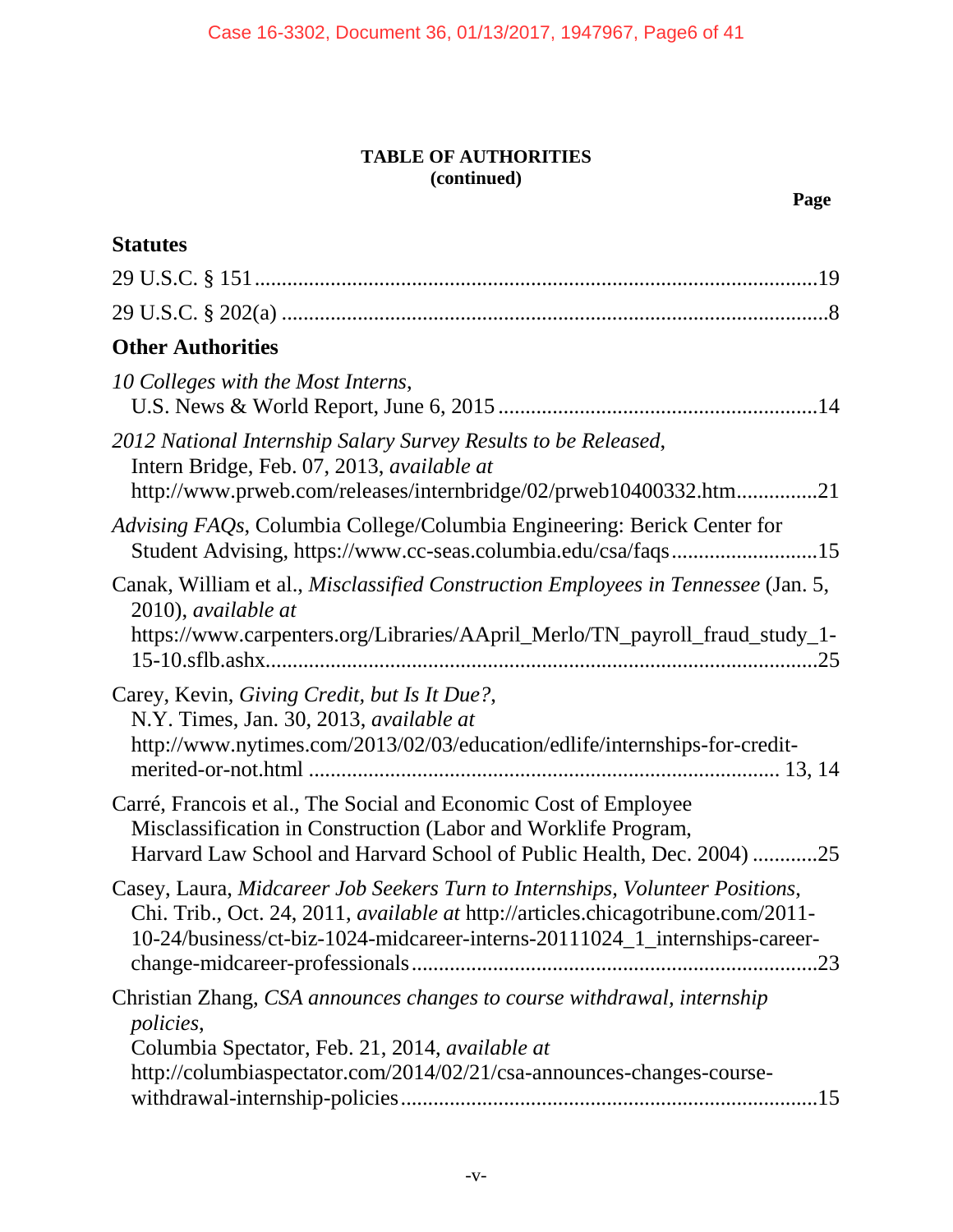**TABLE OF AUTHORITIES**
**(continued)**

**Page**

**Statutes**

29 U.S.C. § 151 ....................................................................................................19

29 U.S.C. § 202(a) ..................................................................................................8

**Other Authorities**

*10 Colleges with the Most Interns*,
U.S. News & World Report, June 6, 2015 ..........................................................14

*2012 National Internship Salary Survey Results to be Released*,
Intern Bridge, Feb. 07, 2013, *available at*
http://www.prweb.com/releases/internbridge/02/prweb10400332.htm...............21

*Advising FAQs*, Columbia College/Columbia Engineering: Berick Center for
Student Advising, https://www.cc-seas.columbia.edu/csa/faqs...........................15

Canak, William et al., *Misclassified Construction Employees in Tennessee* (Jan. 5,
2010), *available at*
https://www.carpenters.org/Libraries/AApril_Merlo/TN_payroll_fraud_study_1-
15-10.sflb.ashx....................................................................................................25

Carey, Kevin, *Giving Credit, but Is It Due?*,
N.Y. Times, Jan. 30, 2013, *available at*
http://www.nytimes.com/2013/02/03/education/edlife/internships-for-credit-
merited-or-not.html .................................................................................... 13, 14

Carré, Francois et al., The Social and Economic Cost of Employee
Misclassification in Construction (Labor and Worklife Program,
Harvard Law School and Harvard School of Public Health, Dec. 2004) ............25

Casey, Laura, *Midcareer Job Seekers Turn to Internships, Volunteer Positions*,
Chi. Trib., Oct. 24, 2011, *available at* http://articles.chicagotribune.com/2011-
10-24/business/ct-biz-1024-midcareer-interns-20111024_1_internships-career-
change-midcareer-professionals..........................................................................23

Christian Zhang, *CSA announces changes to course withdrawal, internship
policies*,
Columbia Spectator, Feb. 21, 2014, *available at*
http://columbiaspectator.com/2014/02/21/csa-announces-changes-course-
withdrawal-internship-policies............................................................................15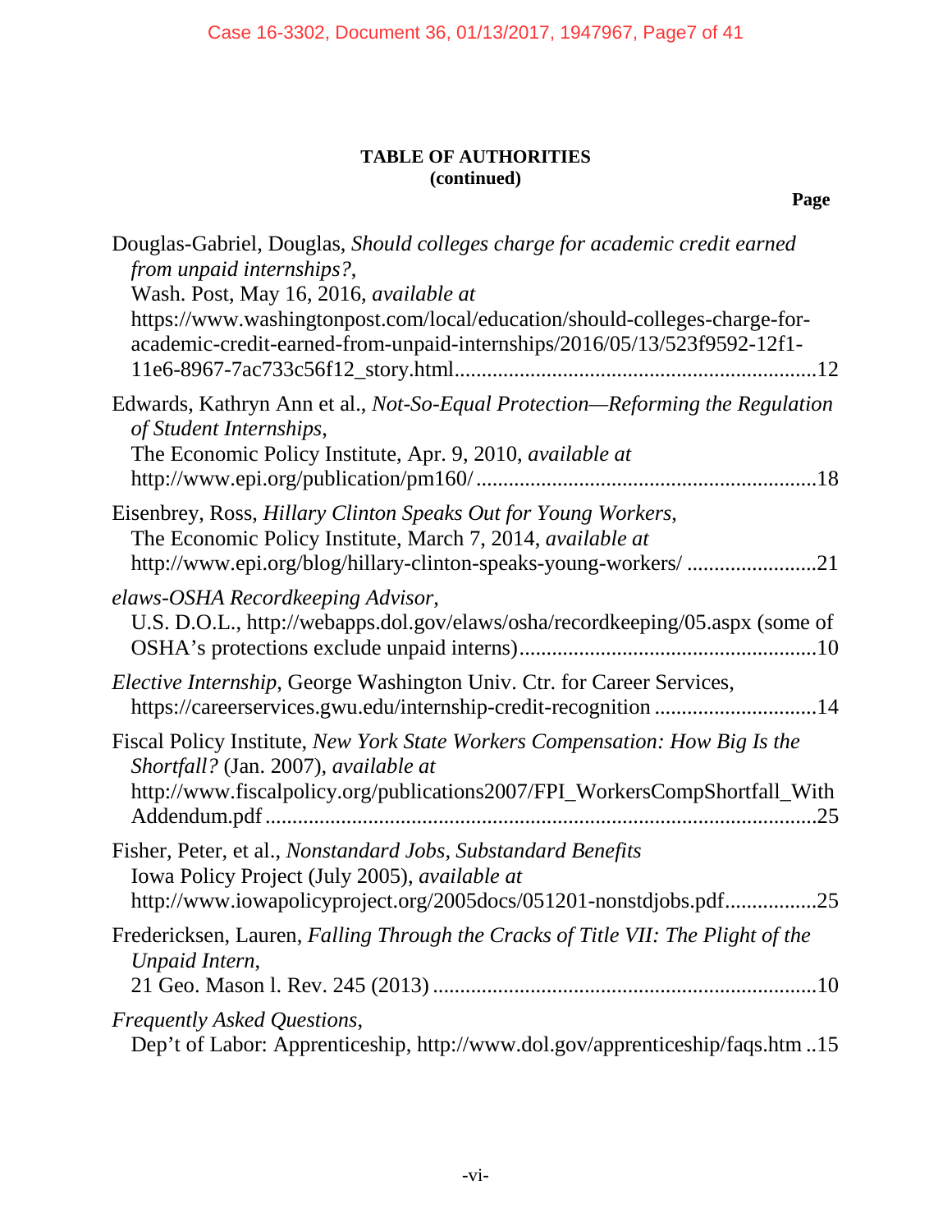**TABLE OF AUTHORITIES**
**(continued)**

**Page**

Douglas-Gabriel, Douglas, *Should colleges charge for academic credit earned from unpaid internships?*,
Wash. Post, May 16, 2016, *available at* https://www.washingtonpost.com/local/education/should-colleges-charge-for-academic-credit-earned-from-unpaid-internships/2016/05/13/523f9592-12f1-11e6-8967-7ac733c56f12_story.html.................................................................12

Edwards, Kathryn Ann et al., *Not-So-Equal Protection—Reforming the Regulation of Student Internships*,
The Economic Policy Institute, Apr. 9, 2010, *available at* http://www.epi.org/publication/pm160/ ..............................................................18

Eisenbrey, Ross, *Hillary Clinton Speaks Out for Young Workers*,
The Economic Policy Institute, March 7, 2014, *available at* http://www.epi.org/blog/hillary-clinton-speaks-young-workers/ ........................21

*elaws-OSHA Recordkeeping Advisor*,
U.S. D.O.L., http://webapps.dol.gov/elaws/osha/recordkeeping/05.aspx (some of OSHA's protections exclude unpaid interns).......................................................10

*Elective Internship*, George Washington Univ. Ctr. for Career Services,
https://careerservices.gwu.edu/internship-credit-recognition .............................14

Fiscal Policy Institute, *New York State Workers Compensation: How Big Is the Shortfall?* (Jan. 2007), *available at*
http://www.fiscalpolicy.org/publications2007/FPI_WorkersCompShortfall_WithAddendum.pdf....................................................................................................25

Fisher, Peter, et al., *Nonstandard Jobs, Substandard Benefits*
Iowa Policy Project (July 2005), *available at*
http://www.iowapolicyproject.org/2005docs/051201-nonstdjobs.pdf.................25

Fredericksen, Lauren, *Falling Through the Cracks of Title VII: The Plight of the Unpaid Intern*,
21 Geo. Mason l. Rev. 245 (2013) ......................................................................10

*Frequently Asked Questions*,
Dep't of Labor: Apprenticeship, http://www.dol.gov/apprenticeship/faqs.htm ..15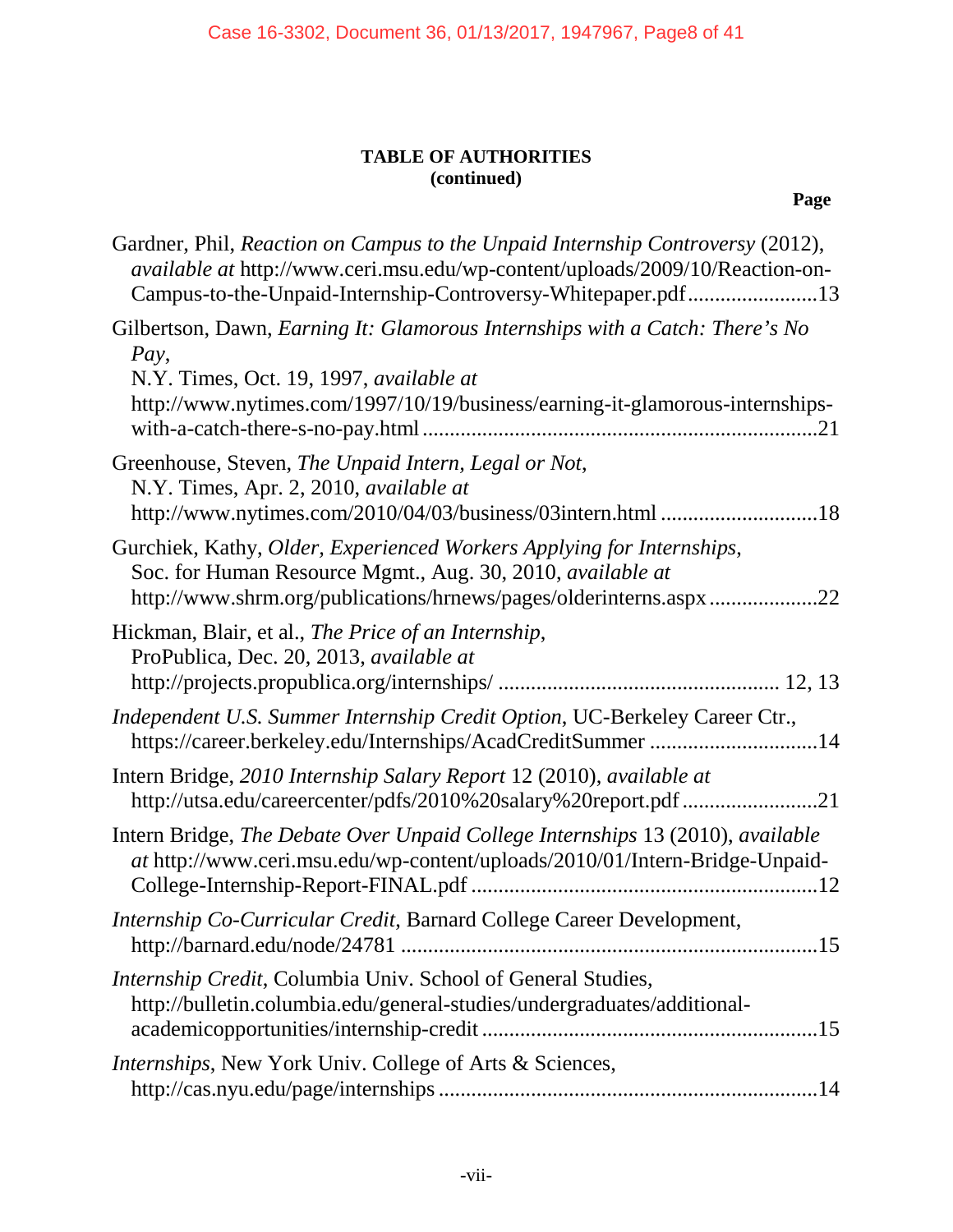**TABLE OF AUTHORITIES**
**(continued)**

**Page**

Gardner, Phil, *Reaction on Campus to the Unpaid Internship Controversy* (2012), *available at* http://www.ceri.msu.edu/wp-content/uploads/2009/10/Reaction-on-Campus-to-the-Unpaid-Internship-Controversy-Whitepaper.pdf........................13

Gilbertson, Dawn, *Earning It: Glamorous Internships with a Catch: There's No Pay*, N.Y. Times, Oct. 19, 1997, *available at* http://www.nytimes.com/1997/10/19/business/earning-it-glamorous-internships-with-a-catch-there-s-no-pay.html........................................................................21

Greenhouse, Steven, *The Unpaid Intern, Legal or Not*, N.Y. Times, Apr. 2, 2010, *available at* http://www.nytimes.com/2010/04/03/business/03intern.html .............................18

Gurchiek, Kathy, *Older, Experienced Workers Applying for Internships*, Soc. for Human Resource Mgmt., Aug. 30, 2010, *available at* http://www.shrm.org/publications/hrnews/pages/olderinterns.aspx....................22

Hickman, Blair, et al., *The Price of an Internship*, ProPublica, Dec. 20, 2013, *available at* http://projects.propublica.org/internships/ ................................................... 12, 13

*Independent U.S. Summer Internship Credit Option*, UC-Berkeley Career Ctr., https://career.berkeley.edu/Internships/AcadCreditSummer ...............................14

Intern Bridge, *2010 Internship Salary Report* 12 (2010), *available at* http://utsa.edu/careercenter/pdfs/2010%20salary%20report.pdf.........................21

Intern Bridge, *The Debate Over Unpaid College Internships* 13 (2010), *available at* http://www.ceri.msu.edu/wp-content/uploads/2010/01/Intern-Bridge-Unpaid-College-Internship-Report-FINAL.pdf ...............................................................12

*Internship Co-Curricular Credit*, Barnard College Career Development, http://barnard.edu/node/24781 ............................................................................15

*Internship Credit*, Columbia Univ. School of General Studies, http://bulletin.columbia.edu/general-studies/undergraduates/additional-academicopportunities/internship-credit.............................................................15

*Internships*, New York Univ. College of Arts & Sciences, http://cas.nyu.edu/page/internships.....................................................................14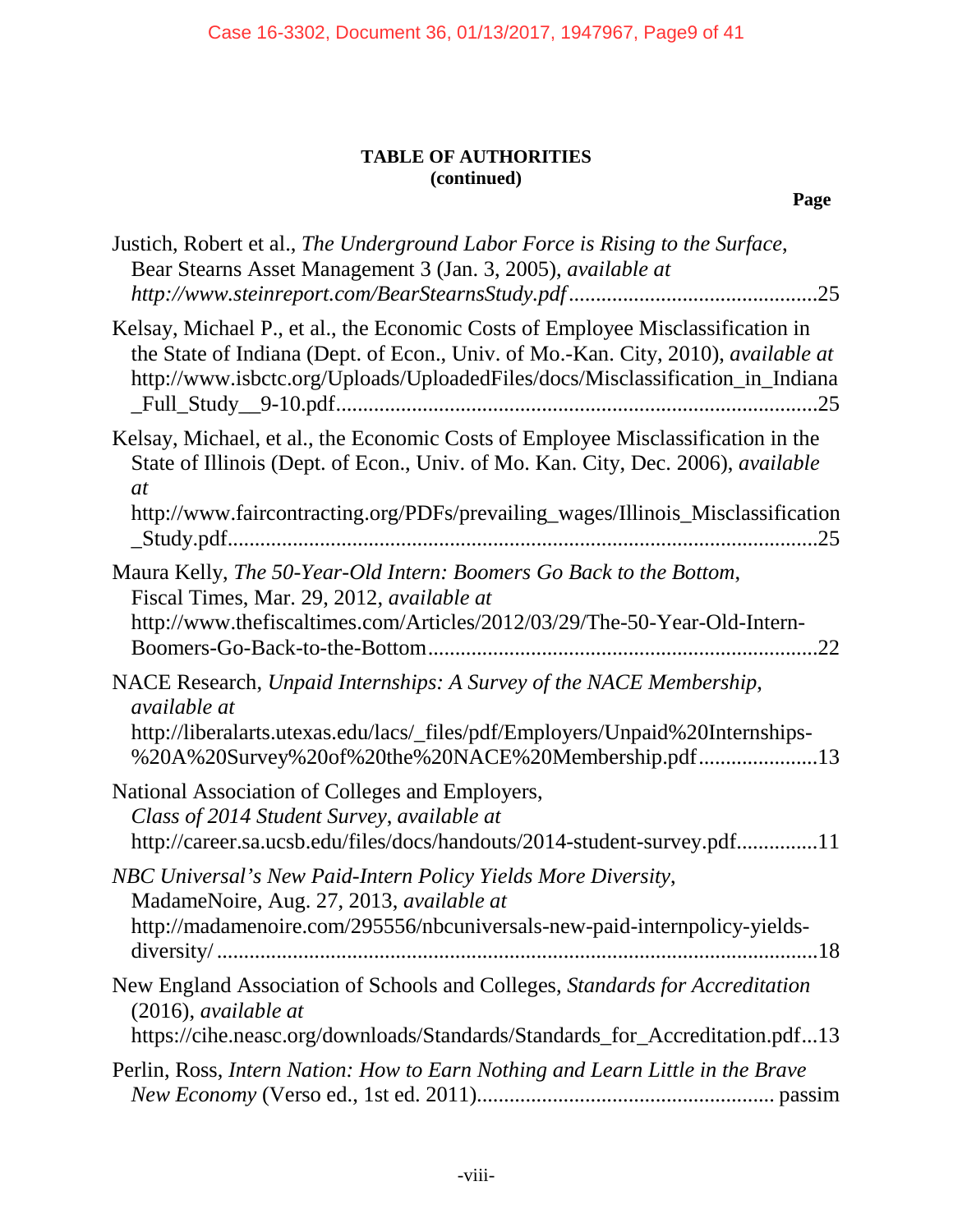**TABLE OF AUTHORITIES**
**(continued)**

**Page**

Justich, Robert et al., *The Underground Labor Force is Rising to the Surface*, Bear Stearns Asset Management 3 (Jan. 3, 2005), *available at* *http://www.steinreport.com/BearStearnsStudy.pdf*..............................................25

Kelsay, Michael P., et al., the Economic Costs of Employee Misclassification in the State of Indiana (Dept. of Econ., Univ. of Mo.-Kan. City, 2010), *available at* http://www.isbctc.org/Uploads/UploadedFiles/docs/Misclassification_in_Indiana_Full_Study__9-10.pdf........................................................................................25

Kelsay, Michael, et al., the Economic Costs of Employee Misclassification in the State of Illinois (Dept. of Econ., Univ. of Mo. Kan. City, Dec. 2006), *available at* http://www.faircontracting.org/PDFs/prevailing_wages/Illinois_Misclassification_Study.pdf..............................................................................................25

Maura Kelly, *The 50-Year-Old Intern: Boomers Go Back to the Bottom*, Fiscal Times, Mar. 29, 2012, *available at* http://www.thefiscaltimes.com/Articles/2012/03/29/The-50-Year-Old-Intern-Boomers-Go-Back-to-the-Bottom........................................................................22

NACE Research, *Unpaid Internships: A Survey of the NACE Membership*, *available at* http://liberalarts.utexas.edu/lacs/_files/pdf/Employers/Unpaid%20Internships-%20A%20Survey%20of%20the%20NACE%20Membership.pdf......................13

National Association of Colleges and Employers, *Class of 2014 Student Survey*, *available at* http://career.sa.ucsb.edu/files/docs/handouts/2014-student-survey.pdf...............11

*NBC Universal's New Paid-Intern Policy Yields More Diversity*, MadameNoire, Aug. 27, 2013, *available at* http://madamenoire.com/295556/nbcuniversals-new-paid-internpolicy-yields-diversity/...............................................................................................18

New England Association of Schools and Colleges, *Standards for Accreditation* (2016), *available at* https://cihe.neasc.org/downloads/Standards/Standards_for_Accreditation.pdf...13

Perlin, Ross, *Intern Nation: How to Earn Nothing and Learn Little in the Brave New Economy* (Verso ed., 1st ed. 2011)...................................................... passim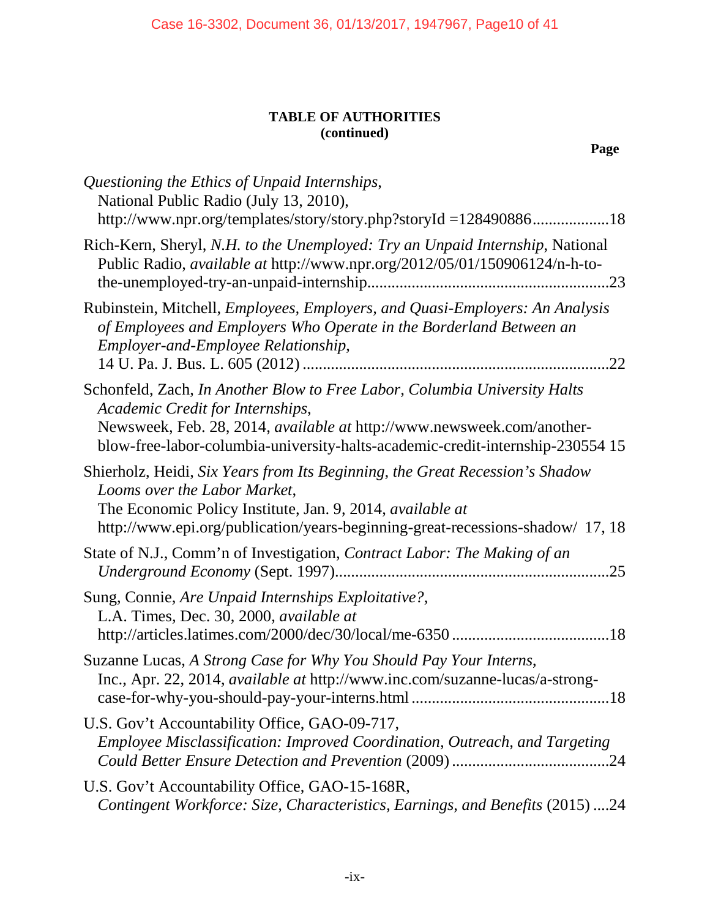**TABLE OF AUTHORITIES**
**(continued)**

**Page**

*Questioning the Ethics of Unpaid Internships*, National Public Radio (July 13, 2010), http://www.npr.org/templates/story/story.php?storyId =128490886...................18

Rich-Kern, Sheryl, *N.H. to the Unemployed: Try an Unpaid Internship*, National Public Radio, *available at* http://www.npr.org/2012/05/01/150906124/n-h-to-the-unemployed-try-an-unpaid-internship...........................................................23

Rubinstein, Mitchell, *Employees, Employers, and Quasi-Employers: An Analysis of Employees and Employers Who Operate in the Borderland Between an Employer-and-Employee Relationship*, 14 U. Pa. J. Bus. L. 605 (2012) ...........................................................................22

Schonfeld, Zach, *In Another Blow to Free Labor, Columbia University Halts Academic Credit for Internships*, Newsweek, Feb. 28, 2014, *available at* http://www.newsweek.com/another-blow-free-labor-columbia-university-halts-academic-credit-internship-230554 15

Shierholz, Heidi, *Six Years from Its Beginning, the Great Recession's Shadow Looms over the Labor Market*, The Economic Policy Institute, Jan. 9, 2014, *available at* http://www.epi.org/publication/years-beginning-great-recessions-shadow/ 17, 18

State of N.J., Comm'n of Investigation, *Contract Labor: The Making of an Underground Economy* (Sept. 1997)...................................................................25

Sung, Connie, *Are Unpaid Internships Exploitative?*, L.A. Times, Dec. 30, 2000, *available at* http://articles.latimes.com/2000/dec/30/local/me-6350 .......................................18

Suzanne Lucas, *A Strong Case for Why You Should Pay Your Interns*, Inc., Apr. 22, 2014, *available at* http://www.inc.com/suzanne-lucas/a-strong-case-for-why-you-should-pay-your-interns.html ................................................18

U.S. Gov't Accountability Office, GAO-09-717, *Employee Misclassification: Improved Coordination, Outreach, and Targeting Could Better Ensure Detection and Prevention* (2009) .......................................24

U.S. Gov't Accountability Office, GAO-15-168R, *Contingent Workforce: Size, Characteristics, Earnings, and Benefits* (2015) ....24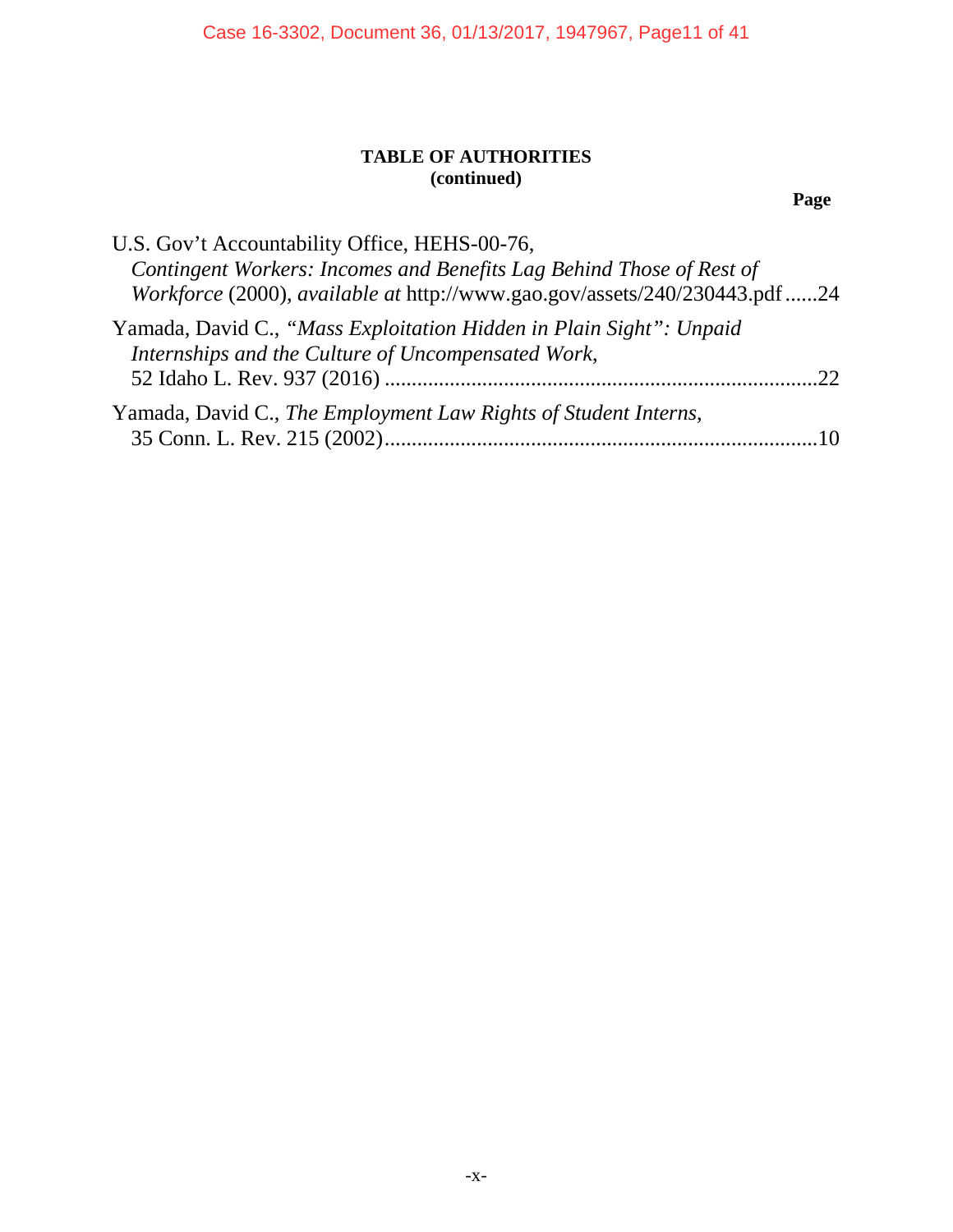**TABLE OF AUTHORITIES**
**(continued)**

**Page**

U.S. Gov't Accountability Office, HEHS-00-76, *Contingent Workers: Incomes and Benefits Lag Behind Those of Rest of Workforce* (2000), *available at* http://www.gao.gov/assets/240/230443.pdf ......24

Yamada, David C., *"Mass Exploitation Hidden in Plain Sight": Unpaid Internships and the Culture of Uncompensated Work*, 52 Idaho L. Rev. 937 (2016) ......22

Yamada, David C., *The Employment Law Rights of Student Interns*, 35 Conn. L. Rev. 215 (2002) ......10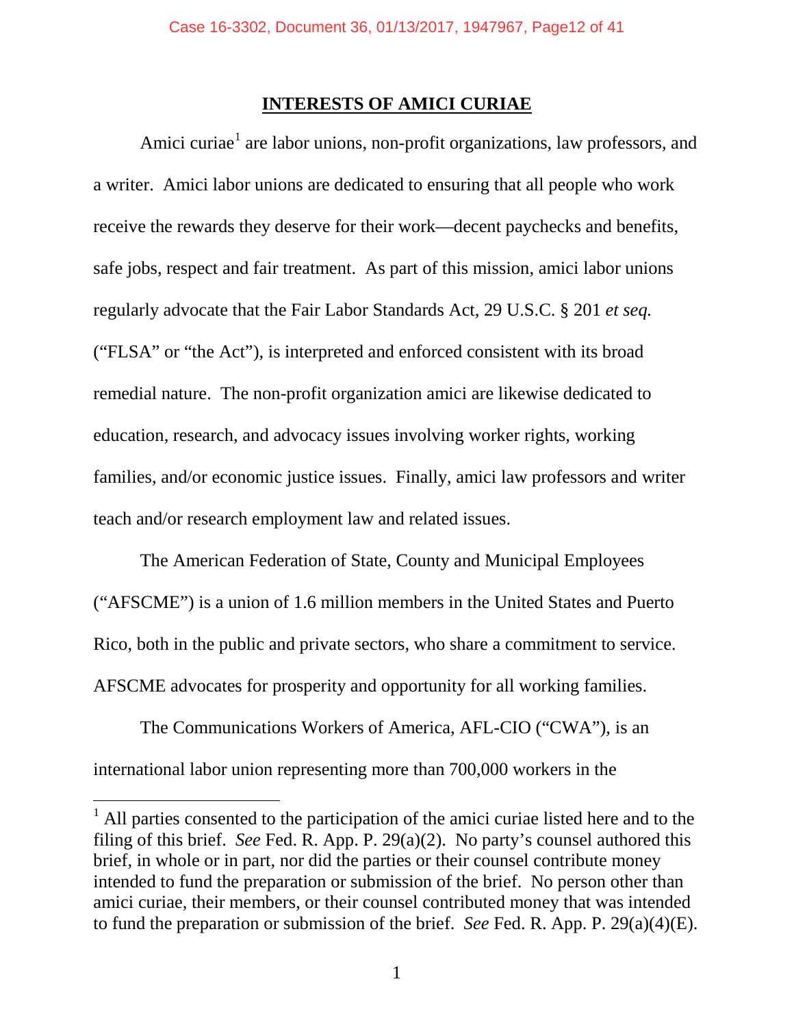## INTERESTS OF AMICI CURIAE

Amici curiae[1] are labor unions, non-profit organizations, law professors, and a writer. Amici labor unions are dedicated to ensuring that all people who work receive the rewards they deserve for their work—decent paychecks and benefits, safe jobs, respect and fair treatment. As part of this mission, amici labor unions regularly advocate that the Fair Labor Standards Act, 29 U.S.C. § 201 *et seq.* ("FLSA" or "the Act"), is interpreted and enforced consistent with its broad remedial nature. The non-profit organization amici are likewise dedicated to education, research, and advocacy issues involving worker rights, working families, and/or economic justice issues. Finally, amici law professors and writer teach and/or research employment law and related issues.

The American Federation of State, County and Municipal Employees ("AFSCME") is a union of 1.6 million members in the United States and Puerto Rico, both in the public and private sectors, who share a commitment to service. AFSCME advocates for prosperity and opportunity for all working families.

The Communications Workers of America, AFL-CIO ("CWA"), is an international labor union representing more than 700,000 workers in the

---

[1] All parties consented to the participation of the amici curiae listed here and to the filing of this brief. *See* Fed. R. App. P. 29(a)(2). No party's counsel authored this brief, in whole or in part, nor did the parties or their counsel contribute money intended to fund the preparation or submission of the brief. No person other than amici curiae, their members, or their counsel contributed money that was intended to fund the preparation or submission of the brief. *See* Fed. R. App. P. 29(a)(4)(E).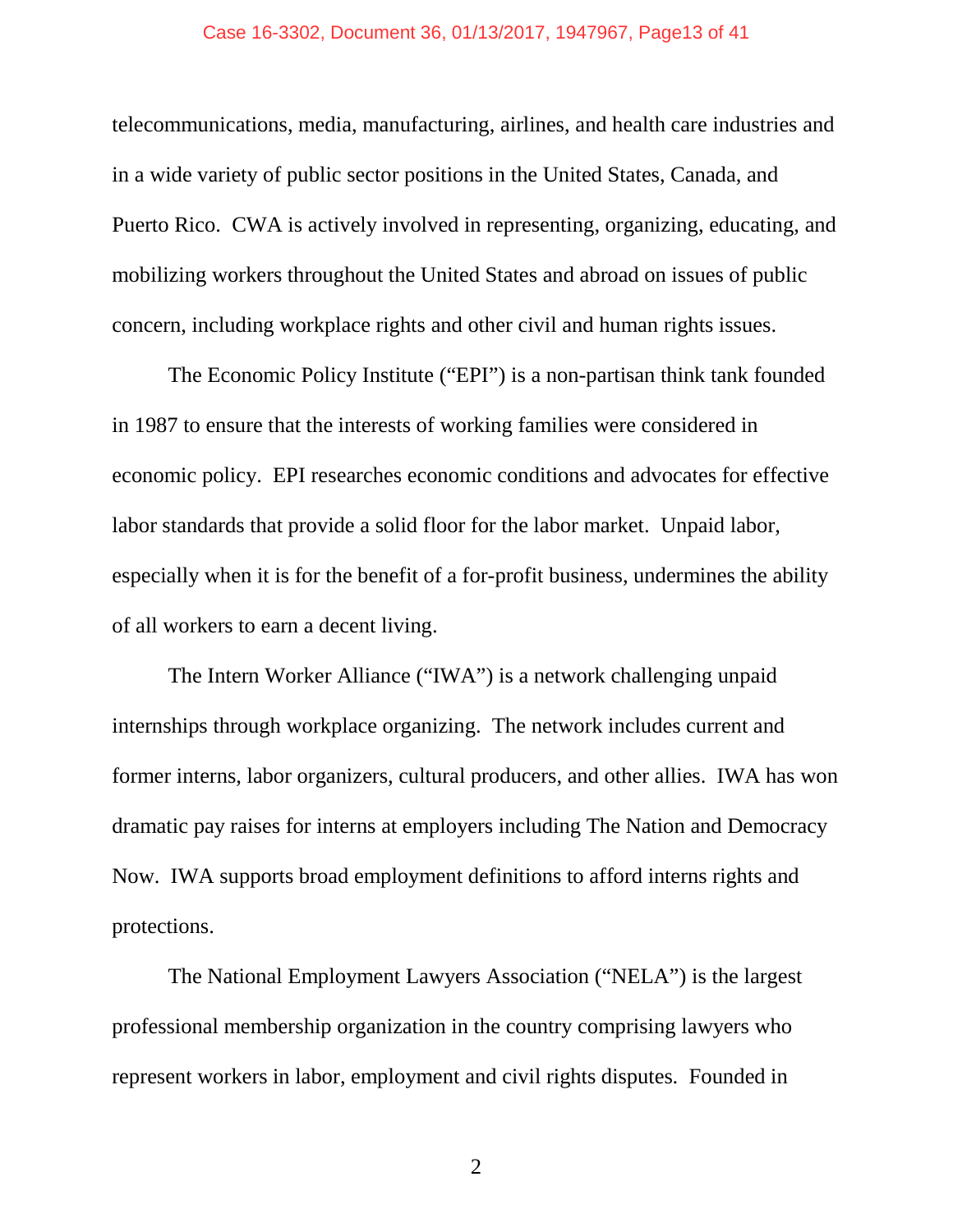telecommunications, media, manufacturing, airlines, and health care industries and in a wide variety of public sector positions in the United States, Canada, and Puerto Rico. CWA is actively involved in representing, organizing, educating, and mobilizing workers throughout the United States and abroad on issues of public concern, including workplace rights and other civil and human rights issues.

The Economic Policy Institute ("EPI") is a non-partisan think tank founded in 1987 to ensure that the interests of working families were considered in economic policy. EPI researches economic conditions and advocates for effective labor standards that provide a solid floor for the labor market. Unpaid labor, especially when it is for the benefit of a for-profit business, undermines the ability of all workers to earn a decent living.

The Intern Worker Alliance ("IWA") is a network challenging unpaid internships through workplace organizing. The network includes current and former interns, labor organizers, cultural producers, and other allies. IWA has won dramatic pay raises for interns at employers including The Nation and Democracy Now. IWA supports broad employment definitions to afford interns rights and protections.

The National Employment Lawyers Association ("NELA") is the largest professional membership organization in the country comprising lawyers who represent workers in labor, employment and civil rights disputes. Founded in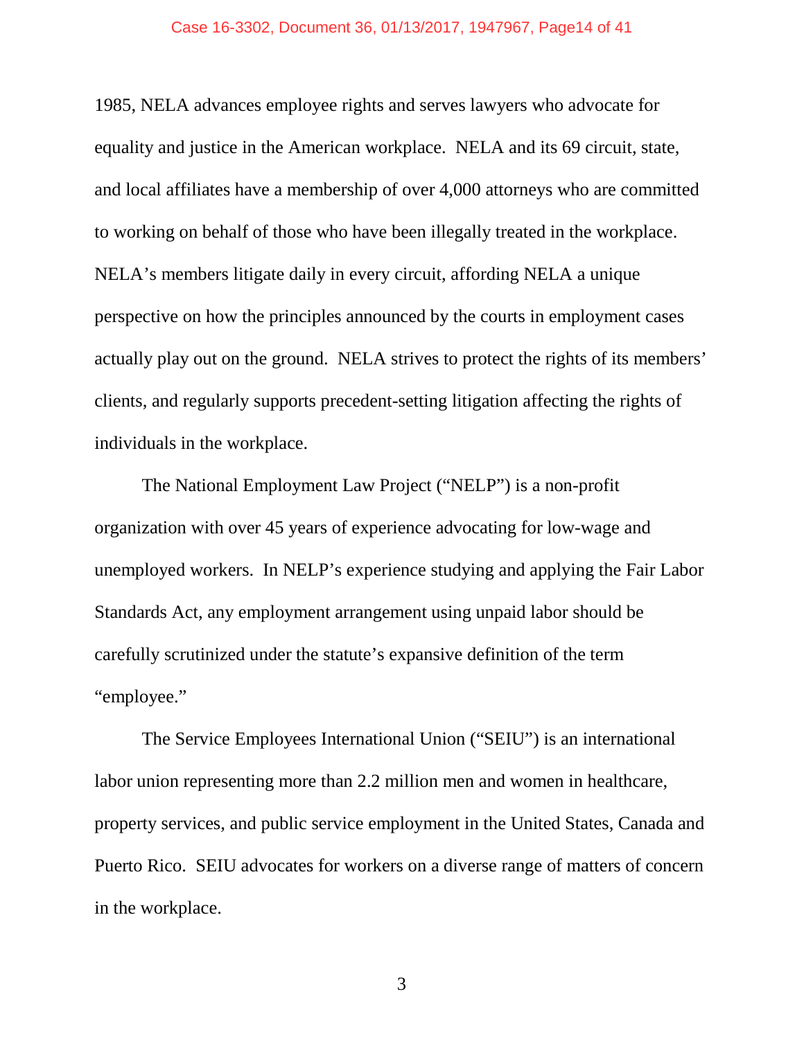1985, NELA advances employee rights and serves lawyers who advocate for equality and justice in the American workplace. NELA and its 69 circuit, state, and local affiliates have a membership of over 4,000 attorneys who are committed to working on behalf of those who have been illegally treated in the workplace. NELA's members litigate daily in every circuit, affording NELA a unique perspective on how the principles announced by the courts in employment cases actually play out on the ground. NELA strives to protect the rights of its members' clients, and regularly supports precedent-setting litigation affecting the rights of individuals in the workplace.

The National Employment Law Project ("NELP") is a non-profit organization with over 45 years of experience advocating for low-wage and unemployed workers. In NELP's experience studying and applying the Fair Labor Standards Act, any employment arrangement using unpaid labor should be carefully scrutinized under the statute's expansive definition of the term "employee."

The Service Employees International Union ("SEIU") is an international labor union representing more than 2.2 million men and women in healthcare, property services, and public service employment in the United States, Canada and Puerto Rico. SEIU advocates for workers on a diverse range of matters of concern in the workplace.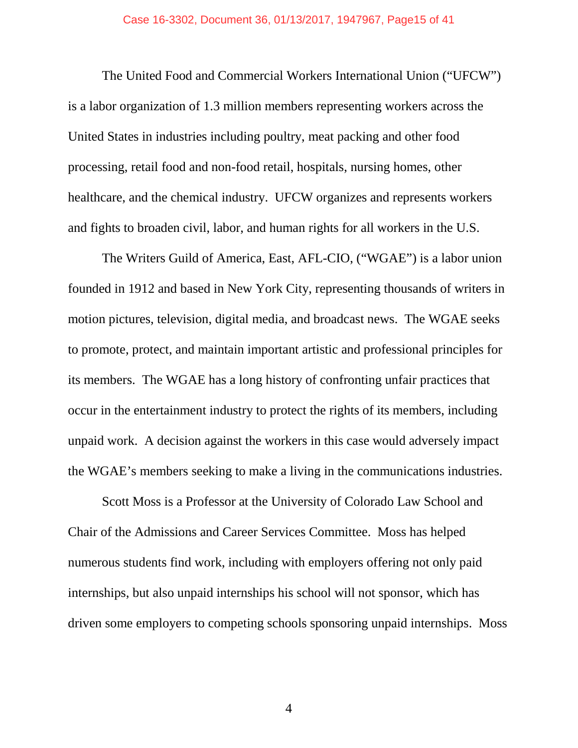The United Food and Commercial Workers International Union ("UFCW") is a labor organization of 1.3 million members representing workers across the United States in industries including poultry, meat packing and other food processing, retail food and non-food retail, hospitals, nursing homes, other healthcare, and the chemical industry. UFCW organizes and represents workers and fights to broaden civil, labor, and human rights for all workers in the U.S.

The Writers Guild of America, East, AFL-CIO, ("WGAE") is a labor union founded in 1912 and based in New York City, representing thousands of writers in motion pictures, television, digital media, and broadcast news. The WGAE seeks to promote, protect, and maintain important artistic and professional principles for its members. The WGAE has a long history of confronting unfair practices that occur in the entertainment industry to protect the rights of its members, including unpaid work. A decision against the workers in this case would adversely impact the WGAE's members seeking to make a living in the communications industries.

Scott Moss is a Professor at the University of Colorado Law School and Chair of the Admissions and Career Services Committee. Moss has helped numerous students find work, including with employers offering not only paid internships, but also unpaid internships his school will not sponsor, which has driven some employers to competing schools sponsoring unpaid internships. Moss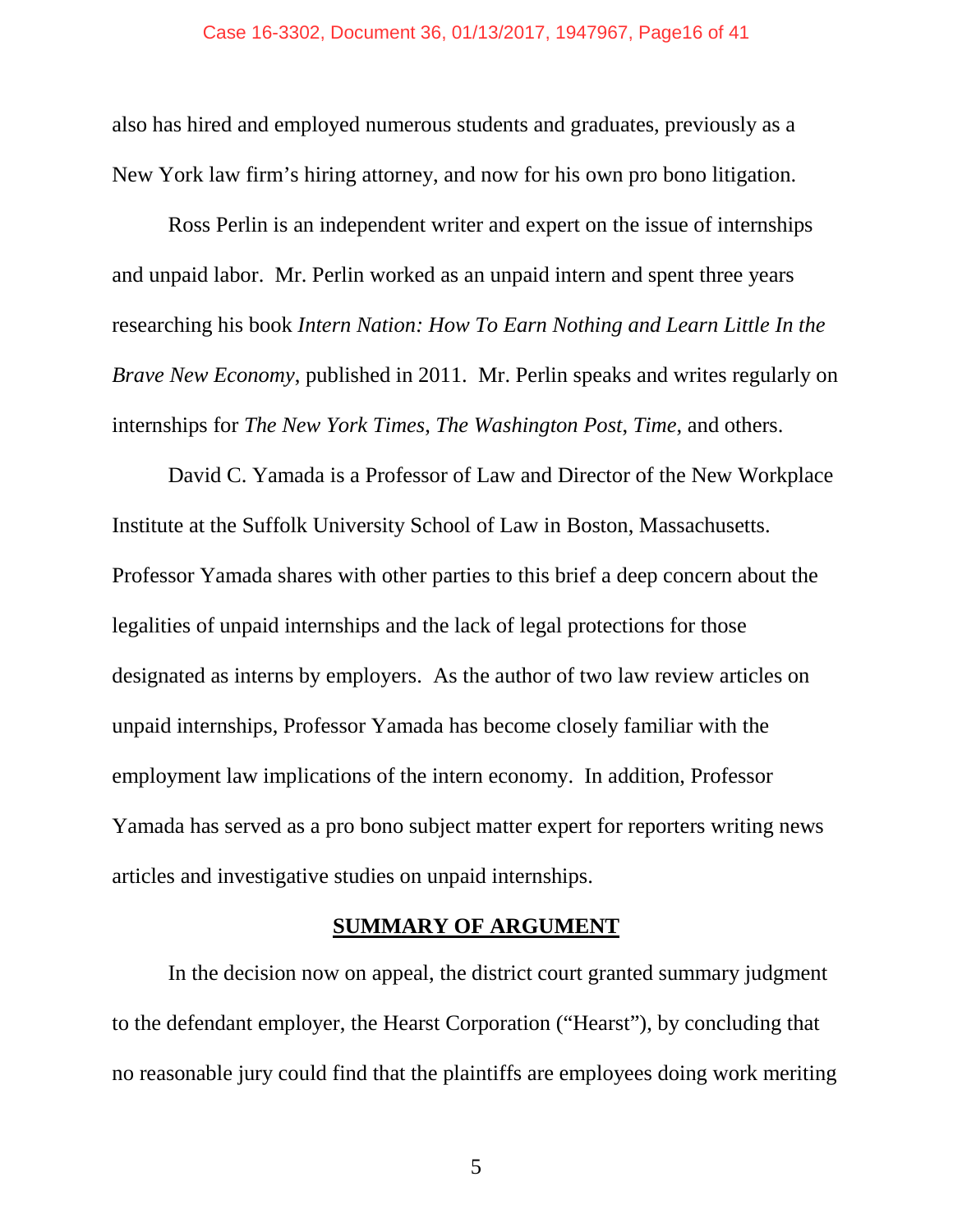also has hired and employed numerous students and graduates, previously as a New York law firm's hiring attorney, and now for his own pro bono litigation.

Ross Perlin is an independent writer and expert on the issue of internships and unpaid labor. Mr. Perlin worked as an unpaid intern and spent three years researching his book *Intern Nation: How To Earn Nothing and Learn Little In the Brave New Economy*, published in 2011. Mr. Perlin speaks and writes regularly on internships for *The New York Times*, *The Washington Post*, *Time*, and others.

David C. Yamada is a Professor of Law and Director of the New Workplace Institute at the Suffolk University School of Law in Boston, Massachusetts. Professor Yamada shares with other parties to this brief a deep concern about the legalities of unpaid internships and the lack of legal protections for those designated as interns by employers. As the author of two law review articles on unpaid internships, Professor Yamada has become closely familiar with the employment law implications of the intern economy. In addition, Professor Yamada has served as a pro bono subject matter expert for reporters writing news articles and investigative studies on unpaid internships.

## SUMMARY OF ARGUMENT

In the decision now on appeal, the district court granted summary judgment to the defendant employer, the Hearst Corporation ("Hearst"), by concluding that no reasonable jury could find that the plaintiffs are employees doing work meriting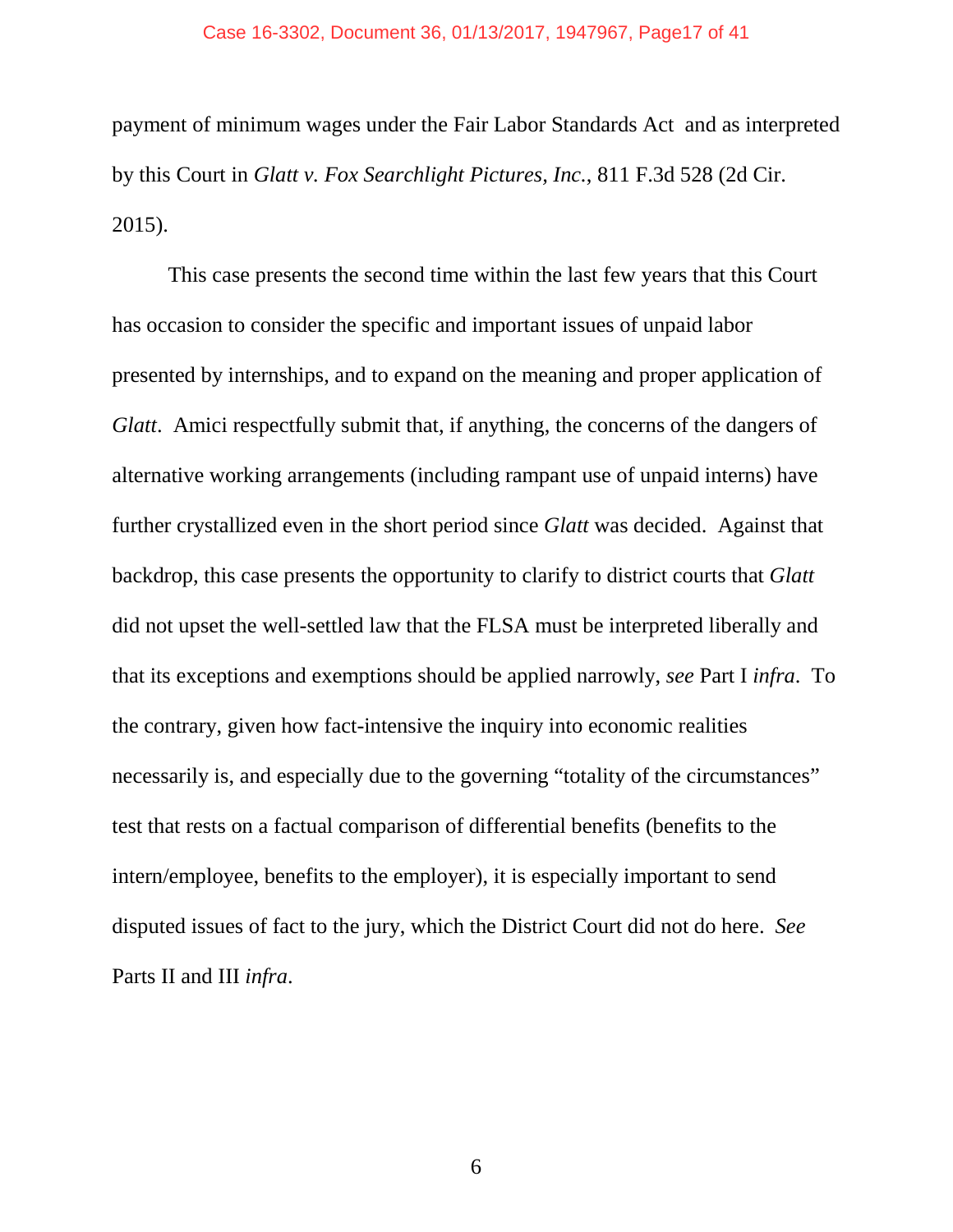payment of minimum wages under the Fair Labor Standards Act and as interpreted by this Court in *Glatt v. Fox Searchlight Pictures, Inc.*, 811 F.3d 528 (2d Cir. 2015).

This case presents the second time within the last few years that this Court has occasion to consider the specific and important issues of unpaid labor presented by internships, and to expand on the meaning and proper application of *Glatt*. Amici respectfully submit that, if anything, the concerns of the dangers of alternative working arrangements (including rampant use of unpaid interns) have further crystallized even in the short period since *Glatt* was decided. Against that backdrop, this case presents the opportunity to clarify to district courts that *Glatt* did not upset the well-settled law that the FLSA must be interpreted liberally and that its exceptions and exemptions should be applied narrowly, *see* Part I *infra*. To the contrary, given how fact-intensive the inquiry into economic realities necessarily is, and especially due to the governing "totality of the circumstances" test that rests on a factual comparison of differential benefits (benefits to the intern/employee, benefits to the employer), it is especially important to send disputed issues of fact to the jury, which the District Court did not do here. *See* Parts II and III *infra*.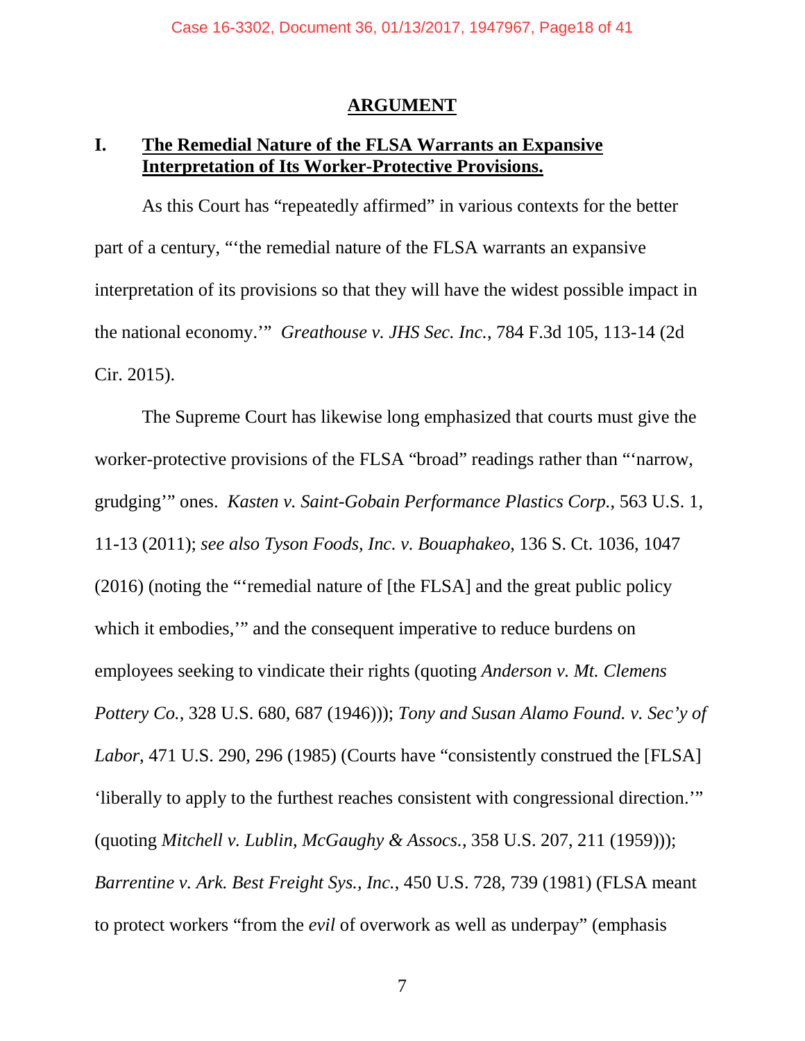## ARGUMENT

### I. The Remedial Nature of the FLSA Warrants an Expansive Interpretation of Its Worker-Protective Provisions.

As this Court has "repeatedly affirmed" in various contexts for the better part of a century, "'the remedial nature of the FLSA warrants an expansive interpretation of its provisions so that they will have the widest possible impact in the national economy.'" *Greathouse v. JHS Sec. Inc.*, 784 F.3d 105, 113-14 (2d Cir. 2015).

The Supreme Court has likewise long emphasized that courts must give the worker-protective provisions of the FLSA "broad" readings rather than "'narrow, grudging'" ones. *Kasten v. Saint-Gobain Performance Plastics Corp.*, 563 U.S. 1, 11-13 (2011); *see also Tyson Foods, Inc. v. Bouaphakeo*, 136 S. Ct. 1036, 1047 (2016) (noting the "'remedial nature of [the FLSA] and the great public policy which it embodies,'" and the consequent imperative to reduce burdens on employees seeking to vindicate their rights (quoting *Anderson v. Mt. Clemens Pottery Co.*, 328 U.S. 680, 687 (1946))); *Tony and Susan Alamo Found. v. Sec'y of Labor*, 471 U.S. 290, 296 (1985) (Courts have "consistently construed the [FLSA] 'liberally to apply to the furthest reaches consistent with congressional direction.'" (quoting *Mitchell v. Lublin, McGaughy & Assocs.*, 358 U.S. 207, 211 (1959))); *Barrentine v. Ark. Best Freight Sys., Inc.*, 450 U.S. 728, 739 (1981) (FLSA meant to protect workers "from the *evil* of overwork as well as underpay" (emphasis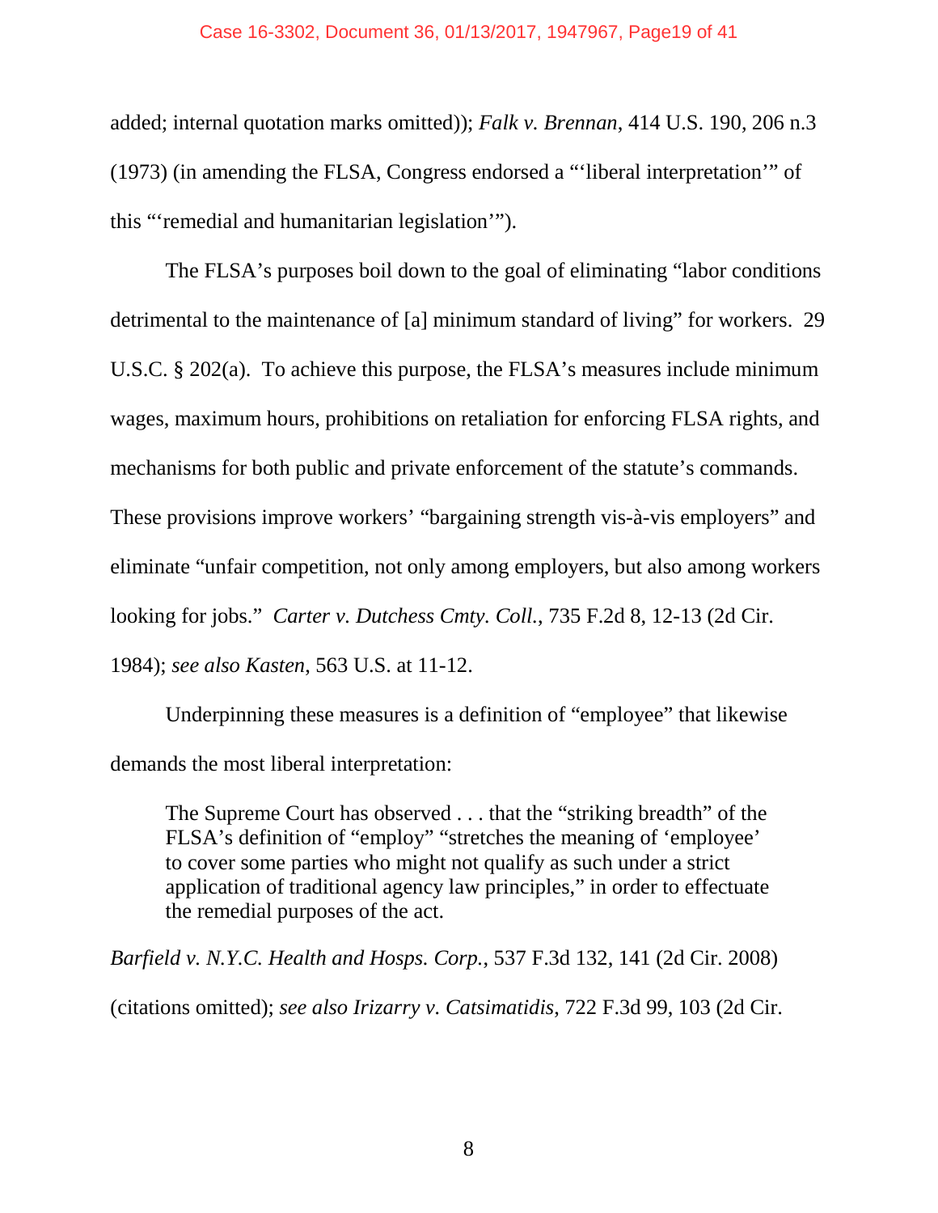added; internal quotation marks omitted)); *Falk v. Brennan*, 414 U.S. 190, 206 n.3 (1973) (in amending the FLSA, Congress endorsed a "'liberal interpretation'" of this "'remedial and humanitarian legislation'").

The FLSA's purposes boil down to the goal of eliminating "labor conditions detrimental to the maintenance of [a] minimum standard of living" for workers. 29 U.S.C. § 202(a). To achieve this purpose, the FLSA's measures include minimum wages, maximum hours, prohibitions on retaliation for enforcing FLSA rights, and mechanisms for both public and private enforcement of the statute's commands. These provisions improve workers' "bargaining strength vis-à-vis employers" and eliminate "unfair competition, not only among employers, but also among workers looking for jobs." *Carter v. Dutchess Cmty. Coll.*, 735 F.2d 8, 12-13 (2d Cir. 1984); *see also Kasten*, 563 U.S. at 11-12.

Underpinning these measures is a definition of "employee" that likewise demands the most liberal interpretation:

> The Supreme Court has observed . . . that the "striking breadth" of the FLSA's definition of "employ" "stretches the meaning of 'employee' to cover some parties who might not qualify as such under a strict application of traditional agency law principles," in order to effectuate the remedial purposes of the act.

*Barfield v. N.Y.C. Health and Hosps. Corp.*, 537 F.3d 132, 141 (2d Cir. 2008) (citations omitted); *see also Irizarry v. Catsimatidis*, 722 F.3d 99, 103 (2d Cir.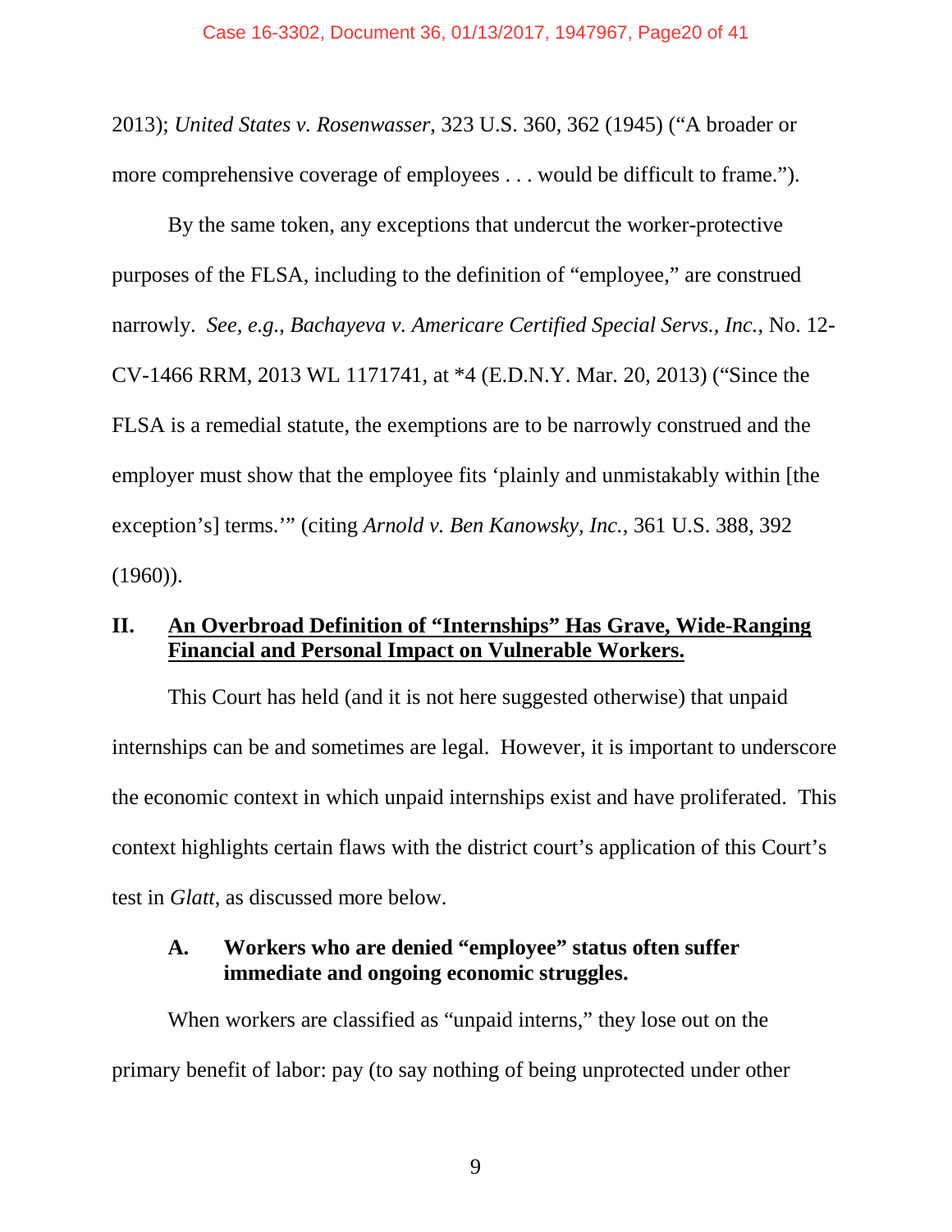2013); *United States v. Rosenwasser*, 323 U.S. 360, 362 (1945) ("A broader or more comprehensive coverage of employees . . . would be difficult to frame.").

By the same token, any exceptions that undercut the worker-protective purposes of the FLSA, including to the definition of "employee," are construed narrowly. *See, e.g.*, *Bachayeva v. Americare Certified Special Servs., Inc.*, No. 12-CV-1466 RRM, 2013 WL 1171741, at *4 (E.D.N.Y. Mar. 20, 2013) ("Since the FLSA is a remedial statute, the exemptions are to be narrowly construed and the employer must show that the employee fits 'plainly and unmistakably within [the exception's] terms.'" (citing *Arnold v. Ben Kanowsky, Inc.*, 361 U.S. 388, 392 (1960)).

## II. An Overbroad Definition of "Internships" Has Grave, Wide-Ranging Financial and Personal Impact on Vulnerable Workers.

This Court has held (and it is not here suggested otherwise) that unpaid internships can be and sometimes are legal. However, it is important to underscore the economic context in which unpaid internships exist and have proliferated. This context highlights certain flaws with the district court's application of this Court's test in *Glatt*, as discussed more below.

### A. Workers who are denied "employee" status often suffer immediate and ongoing economic struggles.

When workers are classified as "unpaid interns," they lose out on the primary benefit of labor: pay (to say nothing of being unprotected under other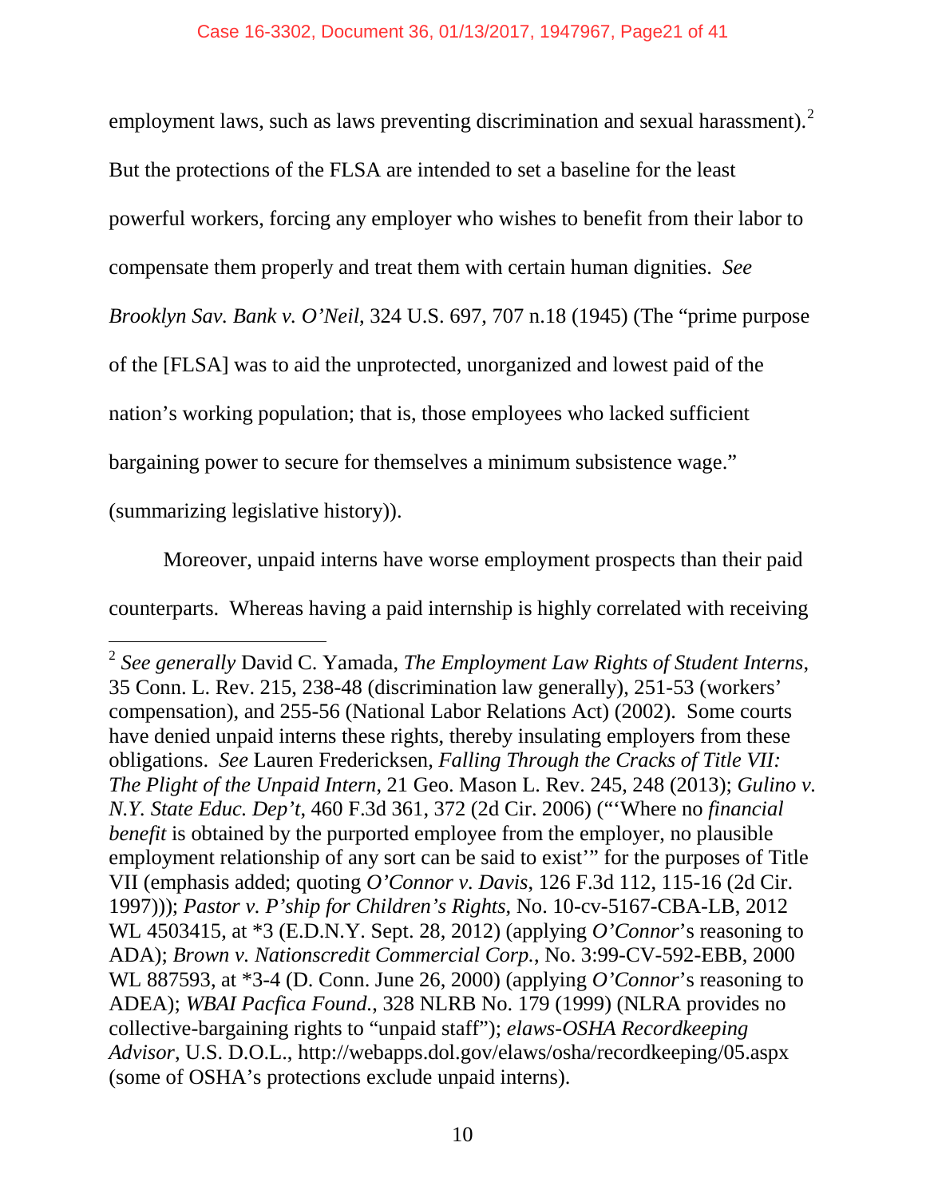employment laws, such as laws preventing discrimination and sexual harassment).[2] But the protections of the FLSA are intended to set a baseline for the least powerful workers, forcing any employer who wishes to benefit from their labor to compensate them properly and treat them with certain human dignities. *See Brooklyn Sav. Bank v. O'Neil*, 324 U.S. 697, 707 n.18 (1945) (The "prime purpose of the [FLSA] was to aid the unprotected, unorganized and lowest paid of the nation's working population; that is, those employees who lacked sufficient bargaining power to secure for themselves a minimum subsistence wage." (summarizing legislative history)).

Moreover, unpaid interns have worse employment prospects than their paid counterparts. Whereas having a paid internship is highly correlated with receiving

---

[2] *See generally* David C. Yamada, *The Employment Law Rights of Student Interns*, 35 Conn. L. Rev. 215, 238-48 (discrimination law generally), 251-53 (workers' compensation), and 255-56 (National Labor Relations Act) (2002). Some courts have denied unpaid interns these rights, thereby insulating employers from these obligations. *See* Lauren Fredericksen, *Falling Through the Cracks of Title VII: The Plight of the Unpaid Intern*, 21 Geo. Mason L. Rev. 245, 248 (2013); *Gulino v. N.Y. State Educ. Dep't*, 460 F.3d 361, 372 (2d Cir. 2006) ("'Where no *financial benefit* is obtained by the purported employee from the employer, no plausible employment relationship of any sort can be said to exist'" for the purposes of Title VII (emphasis added; quoting *O'Connor v. Davis*, 126 F.3d 112, 115-16 (2d Cir. 1997))); *Pastor v. P'ship for Children's Rights*, No. 10-cv-5167-CBA-LB, 2012 WL 4503415, at *3 (E.D.N.Y. Sept. 28, 2012) (applying *O'Connor*'s reasoning to ADA); *Brown v. Nationscredit Commercial Corp.*, No. 3:99-CV-592-EBB, 2000 WL 887593, at *3-4 (D. Conn. June 26, 2000) (applying *O'Connor*'s reasoning to ADEA); *WBAI Pacfica Found.*, 328 NLRB No. 179 (1999) (NLRA provides no collective-bargaining rights to "unpaid staff"); *elaws-OSHA Recordkeeping Advisor*, U.S. D.O.L., http://webapps.dol.gov/elaws/osha/recordkeeping/05.aspx (some of OSHA's protections exclude unpaid interns).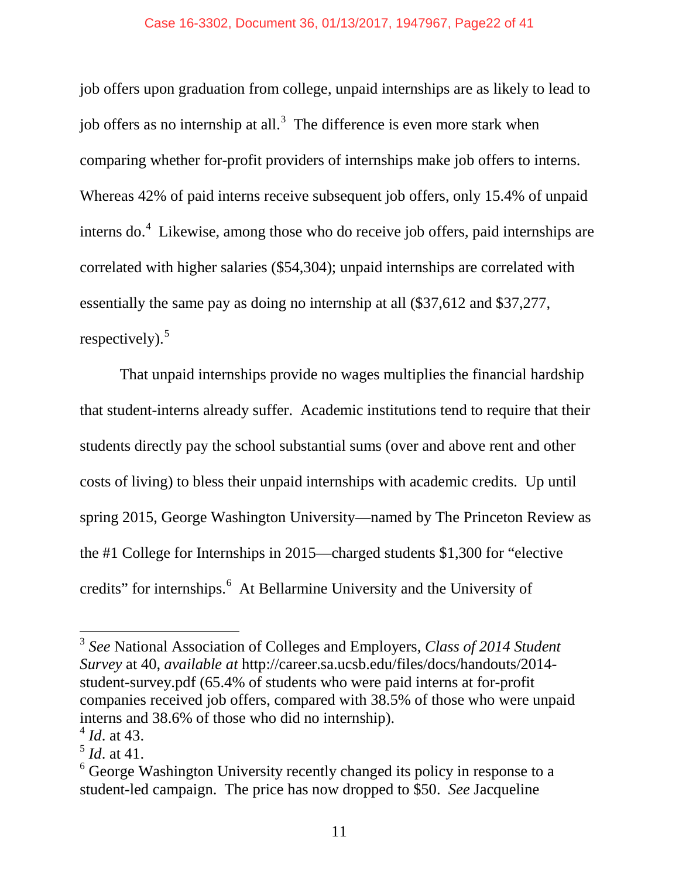job offers upon graduation from college, unpaid internships are as likely to lead to job offers as no internship at all.[3] The difference is even more stark when comparing whether for-profit providers of internships make job offers to interns. Whereas 42% of paid interns receive subsequent job offers, only 15.4% of unpaid interns do.[4] Likewise, among those who do receive job offers, paid internships are correlated with higher salaries ($54,304); unpaid internships are correlated with essentially the same pay as doing no internship at all ($37,612 and $37,277, respectively).[5]

That unpaid internships provide no wages multiplies the financial hardship that student-interns already suffer. Academic institutions tend to require that their students directly pay the school substantial sums (over and above rent and other costs of living) to bless their unpaid internships with academic credits. Up until spring 2015, George Washington University—named by The Princeton Review as the #1 College for Internships in 2015—charged students $1,300 for "elective credits" for internships.[6] At Bellarmine University and the University of

---

[3] *See* National Association of Colleges and Employers, *Class of 2014 Student Survey* at 40, *available at* http://career.sa.ucsb.edu/files/docs/handouts/2014-student-survey.pdf (65.4% of students who were paid interns at for-profit companies received job offers, compared with 38.5% of those who were unpaid interns and 38.6% of those who did no internship).

[4] *Id*. at 43.

[5] *Id*. at 41.

[6] George Washington University recently changed its policy in response to a student-led campaign. The price has now dropped to $50. *See* Jacqueline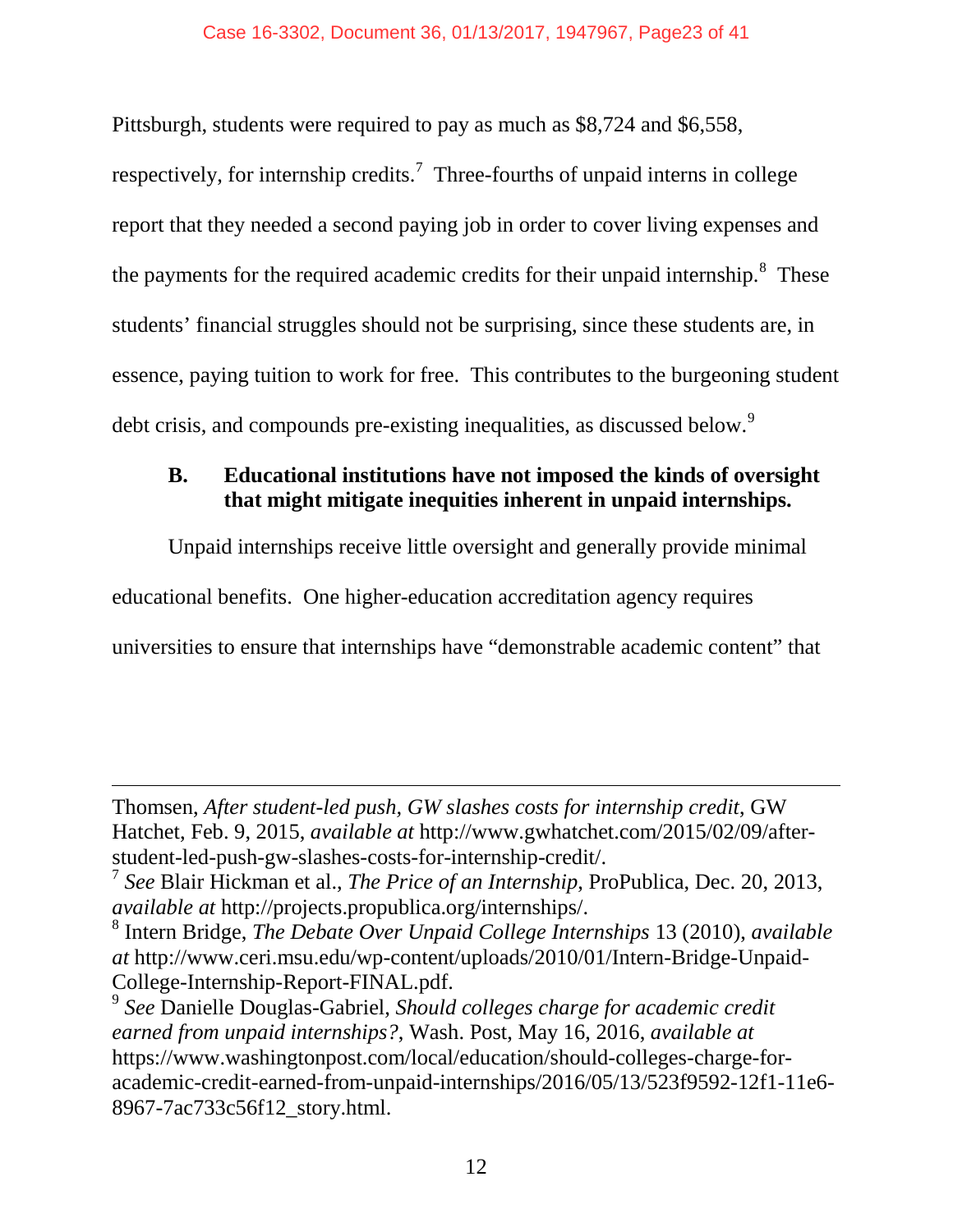Pittsburgh, students were required to pay as much as $8,724 and $6,558, respectively, for internship credits.[7] Three-fourths of unpaid interns in college report that they needed a second paying job in order to cover living expenses and the payments for the required academic credits for their unpaid internship.[8] These students' financial struggles should not be surprising, since these students are, in essence, paying tuition to work for free. This contributes to the burgeoning student debt crisis, and compounds pre-existing inequalities, as discussed below.[9]

### B. Educational institutions have not imposed the kinds of oversight that might mitigate inequities inherent in unpaid internships.

Unpaid internships receive little oversight and generally provide minimal educational benefits. One higher-education accreditation agency requires universities to ensure that internships have "demonstrable academic content" that

---

Thomsen, *After student-led push, GW slashes costs for internship credit*, GW Hatchet, Feb. 9, 2015, *available at* http://www.gwhatchet.com/2015/02/09/after-student-led-push-gw-slashes-costs-for-internship-credit/.

[7] *See* Blair Hickman et al., *The Price of an Internship*, ProPublica, Dec. 20, 2013, *available at* http://projects.propublica.org/internships/.

[8] Intern Bridge, *The Debate Over Unpaid College Internships* 13 (2010), *available at* http://www.ceri.msu.edu/wp-content/uploads/2010/01/Intern-Bridge-Unpaid-College-Internship-Report-FINAL.pdf.

[9] *See* Danielle Douglas-Gabriel, *Should colleges charge for academic credit earned from unpaid internships?*, Wash. Post, May 16, 2016, *available at* https://www.washingtonpost.com/local/education/should-colleges-charge-for-academic-credit-earned-from-unpaid-internships/2016/05/13/523f9592-12f1-11e6-8967-7ac733c56f12_story.html.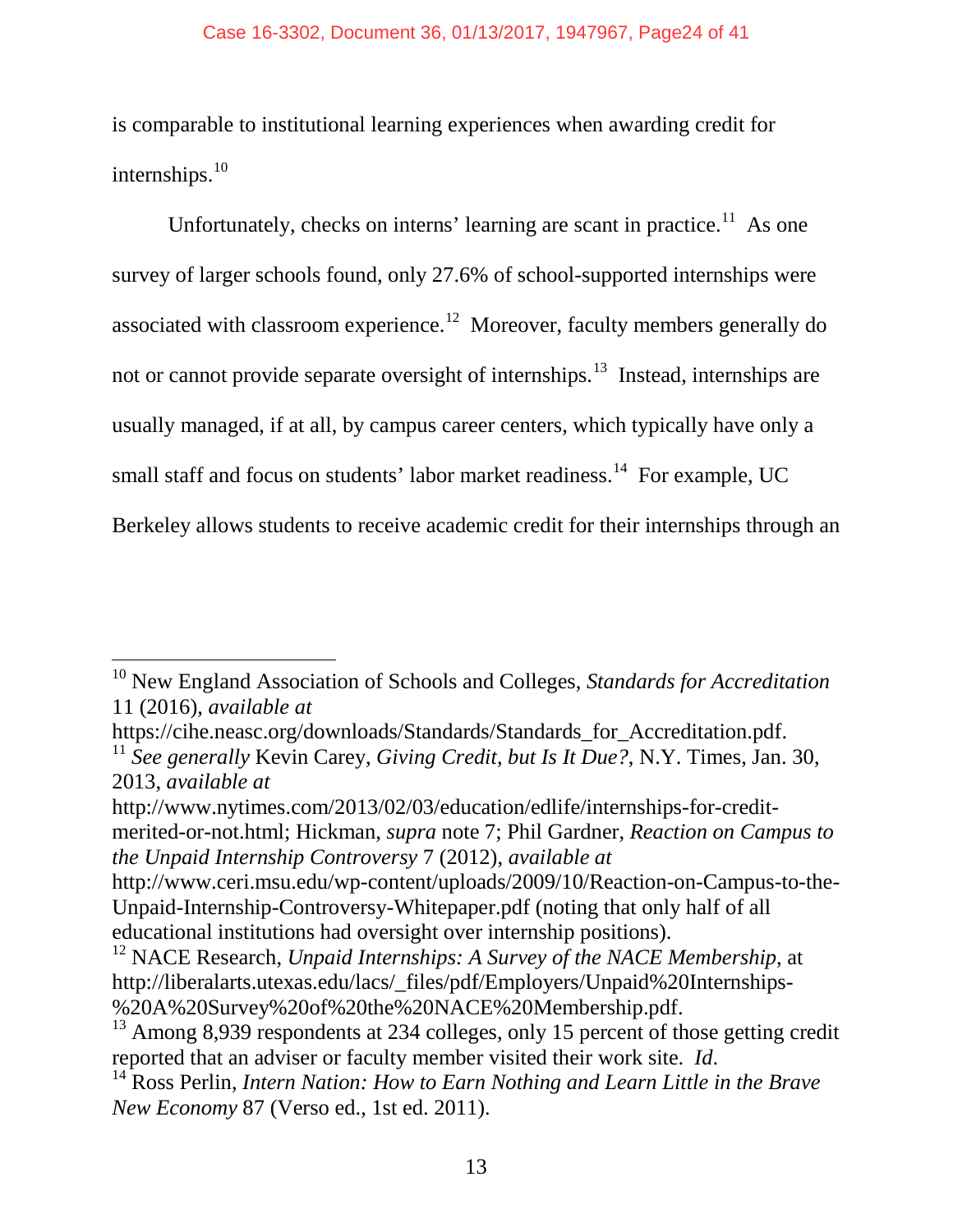is comparable to institutional learning experiences when awarding credit for internships.[10]

Unfortunately, checks on interns' learning are scant in practice.[11] As one survey of larger schools found, only 27.6% of school-supported internships were associated with classroom experience.[12] Moreover, faculty members generally do not or cannot provide separate oversight of internships.[13] Instead, internships are usually managed, if at all, by campus career centers, which typically have only a small staff and focus on students' labor market readiness.[14] For example, UC Berkeley allows students to receive academic credit for their internships through an

---

[10] New England Association of Schools and Colleges, *Standards for Accreditation* 11 (2016), *available at* https://cihe.neasc.org/downloads/Standards/Standards_for_Accreditation.pdf.

[11] *See generally* Kevin Carey, *Giving Credit, but Is It Due?*, N.Y. Times, Jan. 30, 2013, *available at* http://www.nytimes.com/2013/02/03/education/edlife/internships-for-credit-merited-or-not.html; Hickman, *supra* note 7; Phil Gardner, *Reaction on Campus to the Unpaid Internship Controversy* 7 (2012), *available at* http://www.ceri.msu.edu/wp-content/uploads/2009/10/Reaction-on-Campus-to-the-Unpaid-Internship-Controversy-Whitepaper.pdf (noting that only half of all educational institutions had oversight over internship positions).

[12] NACE Research, *Unpaid Internships: A Survey of the NACE Membership*, at http://liberalarts.utexas.edu/lacs/_files/pdf/Employers/Unpaid%20Internships-%20A%20Survey%20of%20the%20NACE%20Membership.pdf.

[13] Among 8,939 respondents at 234 colleges, only 15 percent of those getting credit reported that an adviser or faculty member visited their work site. *Id*.

[14] Ross Perlin, *Intern Nation: How to Earn Nothing and Learn Little in the Brave New Economy* 87 (Verso ed., 1st ed. 2011).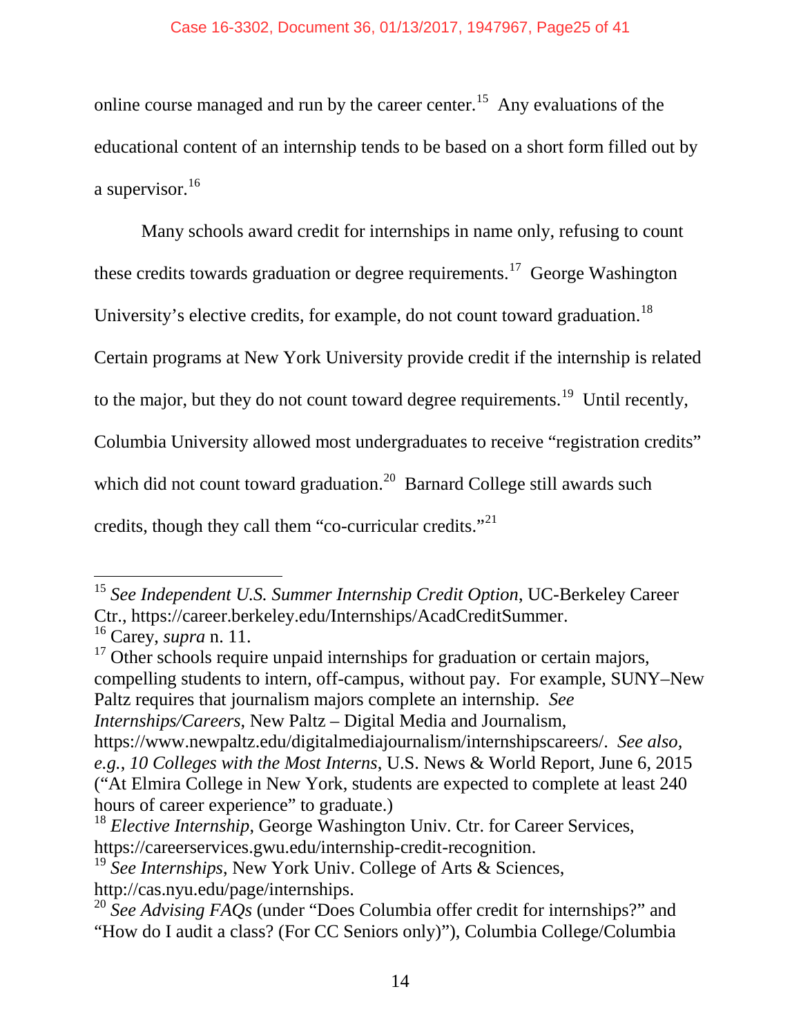online course managed and run by the career center.[15] Any evaluations of the educational content of an internship tends to be based on a short form filled out by a supervisor.[16]

Many schools award credit for internships in name only, refusing to count these credits towards graduation or degree requirements.[17] George Washington University's elective credits, for example, do not count toward graduation.[18] Certain programs at New York University provide credit if the internship is related to the major, but they do not count toward degree requirements.[19] Until recently, Columbia University allowed most undergraduates to receive "registration credits" which did not count toward graduation.[20] Barnard College still awards such credits, though they call them "co-curricular credits."[21]

---

[15] *See Independent U.S. Summer Internship Credit Option*, UC-Berkeley Career Ctr., https://career.berkeley.edu/Internships/AcadCreditSummer.

[16] Carey, *supra* n. 11.

[17] Other schools require unpaid internships for graduation or certain majors, compelling students to intern, off-campus, without pay. For example, SUNY–New Paltz requires that journalism majors complete an internship. *See Internships/Careers*, New Paltz – Digital Media and Journalism, https://www.newpaltz.edu/digitalmediajournalism/internshipscareers/. *See also, e.g.*, *10 Colleges with the Most Interns*, U.S. News & World Report, June 6, 2015 ("At Elmira College in New York, students are expected to complete at least 240 hours of career experience" to graduate.)

[18] *Elective Internship*, George Washington Univ. Ctr. for Career Services, https://careerservices.gwu.edu/internship-credit-recognition.

[19] *See Internships*, New York Univ. College of Arts & Sciences, http://cas.nyu.edu/page/internships.

[20] *See Advising FAQs* (under "Does Columbia offer credit for internships?" and "How do I audit a class? (For CC Seniors only)"), Columbia College/Columbia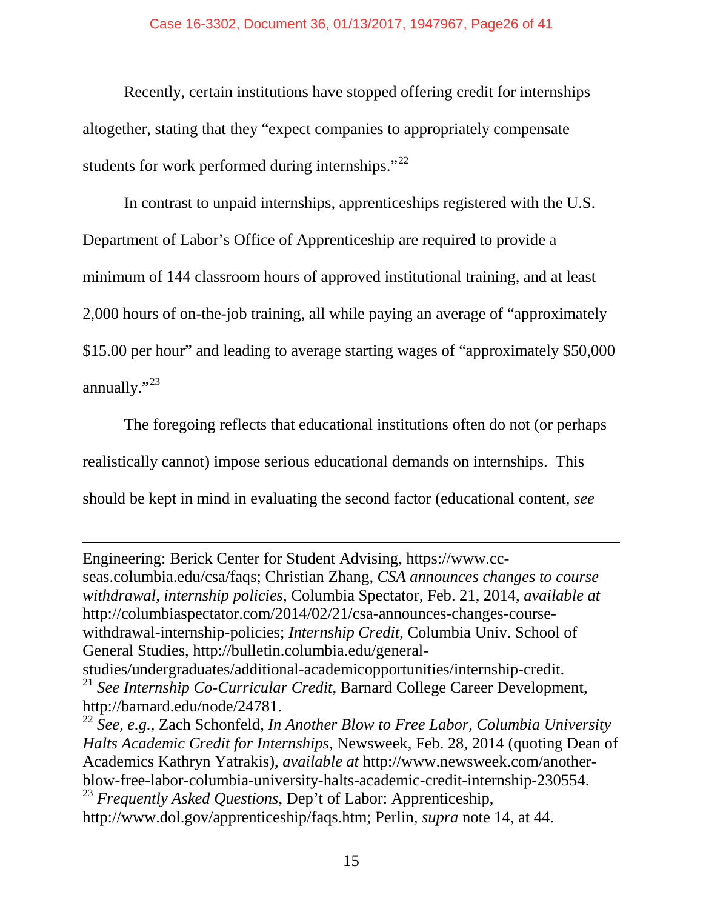Recently, certain institutions have stopped offering credit for internships altogether, stating that they "expect companies to appropriately compensate students for work performed during internships."[22]

In contrast to unpaid internships, apprenticeships registered with the U.S. Department of Labor's Office of Apprenticeship are required to provide a minimum of 144 classroom hours of approved institutional training, and at least 2,000 hours of on-the-job training, all while paying an average of "approximately $15.00 per hour" and leading to average starting wages of "approximately $50,000 annually."[23]

The foregoing reflects that educational institutions often do not (or perhaps realistically cannot) impose serious educational demands on internships. This should be kept in mind in evaluating the second factor (educational content, *see*

---

Engineering: Berick Center for Student Advising, https://www.cc-seas.columbia.edu/csa/faqs; Christian Zhang, *CSA announces changes to course withdrawal, internship policies*, Columbia Spectator, Feb. 21, 2014, *available at* http://columbiaspectator.com/2014/02/21/csa-announces-changes-course-withdrawal-internship-policies; *Internship Credit*, Columbia Univ. School of General Studies, http://bulletin.columbia.edu/general-studies/undergraduates/additional-academicopportunities/internship-credit.

[21] *See Internship Co-Curricular Credit*, Barnard College Career Development, http://barnard.edu/node/24781.

[22] *See, e.g.*, Zach Schonfeld, *In Another Blow to Free Labor, Columbia University Halts Academic Credit for Internships*, Newsweek, Feb. 28, 2014 (quoting Dean of Academics Kathryn Yatrakis), *available at* http://www.newsweek.com/another-blow-free-labor-columbia-university-halts-academic-credit-internship-230554.

[23] *Frequently Asked Questions*, Dep't of Labor: Apprenticeship, http://www.dol.gov/apprenticeship/faqs.htm; Perlin, *supra* note 14, at 44.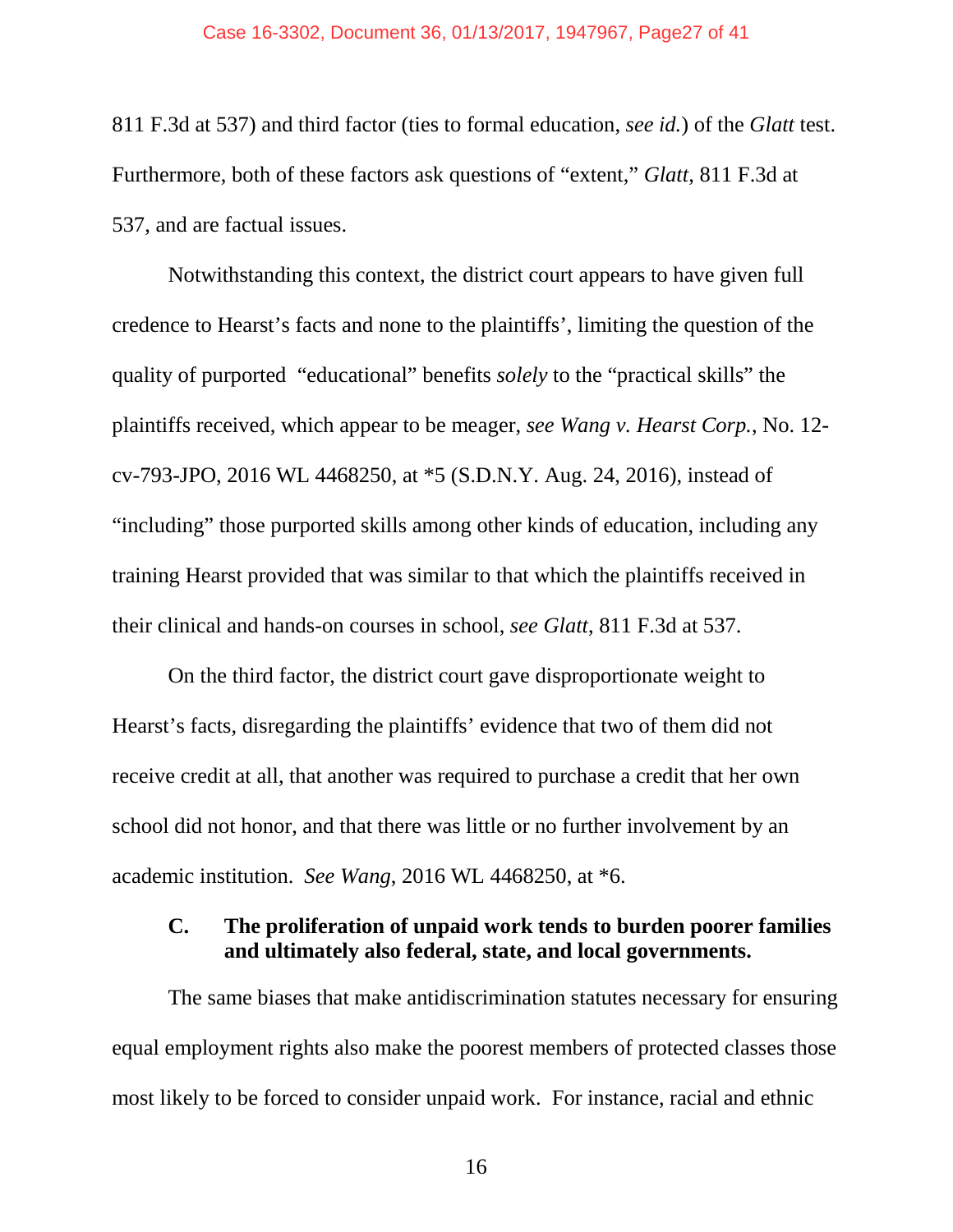811 F.3d at 537) and third factor (ties to formal education, *see id.*) of the *Glatt* test. Furthermore, both of these factors ask questions of "extent," *Glatt*, 811 F.3d at 537, and are factual issues.

Notwithstanding this context, the district court appears to have given full credence to Hearst's facts and none to the plaintiffs', limiting the question of the quality of purported "educational" benefits *solely* to the "practical skills" the plaintiffs received, which appear to be meager, *see Wang v. Hearst Corp.*, No. 12-cv-793-JPO, 2016 WL 4468250, at *5 (S.D.N.Y. Aug. 24, 2016), instead of "including" those purported skills among other kinds of education, including any training Hearst provided that was similar to that which the plaintiffs received in their clinical and hands-on courses in school, *see Glatt*, 811 F.3d at 537.

On the third factor, the district court gave disproportionate weight to Hearst's facts, disregarding the plaintiffs' evidence that two of them did not receive credit at all, that another was required to purchase a credit that her own school did not honor, and that there was little or no further involvement by an academic institution. *See Wang*, 2016 WL 4468250, at *6.

### C. The proliferation of unpaid work tends to burden poorer families and ultimately also federal, state, and local governments.

The same biases that make antidiscrimination statutes necessary for ensuring equal employment rights also make the poorest members of protected classes those most likely to be forced to consider unpaid work. For instance, racial and ethnic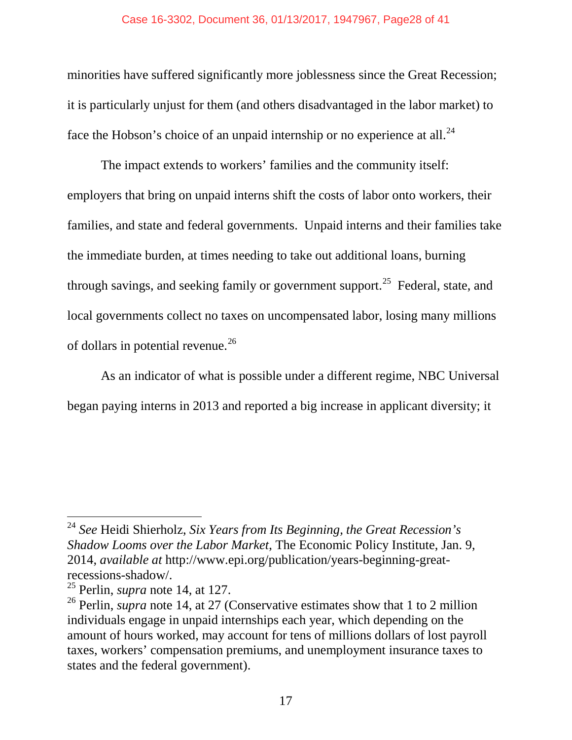minorities have suffered significantly more joblessness since the Great Recession; it is particularly unjust for them (and others disadvantaged in the labor market) to face the Hobson's choice of an unpaid internship or no experience at all.[24]

The impact extends to workers' families and the community itself: employers that bring on unpaid interns shift the costs of labor onto workers, their families, and state and federal governments. Unpaid interns and their families take the immediate burden, at times needing to take out additional loans, burning through savings, and seeking family or government support.[25] Federal, state, and local governments collect no taxes on uncompensated labor, losing many millions of dollars in potential revenue.[26]

As an indicator of what is possible under a different regime, NBC Universal began paying interns in 2013 and reported a big increase in applicant diversity; it

---

[24] *See* Heidi Shierholz, *Six Years from Its Beginning, the Great Recession's Shadow Looms over the Labor Market*, The Economic Policy Institute, Jan. 9, 2014, *available at* http://www.epi.org/publication/years-beginning-great-recessions-shadow/.

[25] Perlin, *supra* note 14, at 127.

[26] Perlin, *supra* note 14, at 27 (Conservative estimates show that 1 to 2 million individuals engage in unpaid internships each year, which depending on the amount of hours worked, may account for tens of millions dollars of lost payroll taxes, workers' compensation premiums, and unemployment insurance taxes to states and the federal government).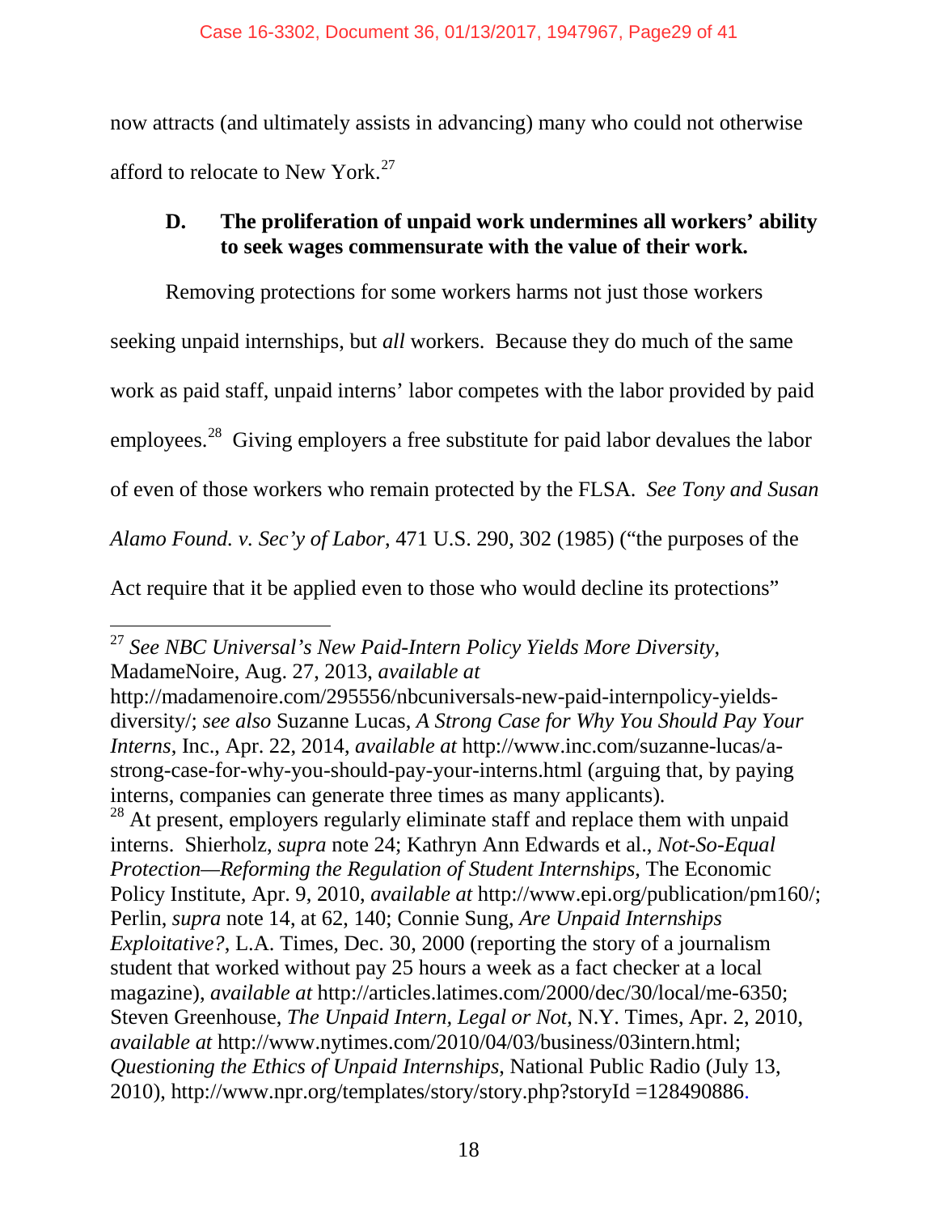now attracts (and ultimately assists in advancing) many who could not otherwise afford to relocate to New York.[27]

### D. The proliferation of unpaid work undermines all workers' ability to seek wages commensurate with the value of their work.

Removing protections for some workers harms not just those workers seeking unpaid internships, but *all* workers. Because they do much of the same work as paid staff, unpaid interns' labor competes with the labor provided by paid employees.[28] Giving employers a free substitute for paid labor devalues the labor of even of those workers who remain protected by the FLSA. *See Tony and Susan Alamo Found. v. Sec'y of Labor*, 471 U.S. 290, 302 (1985) ("the purposes of the Act require that it be applied even to those who would decline its protections"

---

[27] *See NBC Universal's New Paid-Intern Policy Yields More Diversity*, MadameNoire, Aug. 27, 2013, *available at* http://madamenoire.com/295556/nbcuniversals-new-paid-internpolicy-yields-diversity/; *see also* Suzanne Lucas, *A Strong Case for Why You Should Pay Your Interns*, Inc., Apr. 22, 2014, *available at* http://www.inc.com/suzanne-lucas/a-strong-case-for-why-you-should-pay-your-interns.html (arguing that, by paying interns, companies can generate three times as many applicants).

[28] At present, employers regularly eliminate staff and replace them with unpaid interns. Shierholz, *supra* note 24; Kathryn Ann Edwards et al., *Not-So-Equal Protection—Reforming the Regulation of Student Internships*, The Economic Policy Institute, Apr. 9, 2010, *available at* http://www.epi.org/publication/pm160/; Perlin, *supra* note 14, at 62, 140; Connie Sung, *Are Unpaid Internships Exploitative?*, L.A. Times, Dec. 30, 2000 (reporting the story of a journalism student that worked without pay 25 hours a week as a fact checker at a local magazine), *available at* http://articles.latimes.com/2000/dec/30/local/me-6350; Steven Greenhouse, *The Unpaid Intern, Legal or Not*, N.Y. Times, Apr. 2, 2010, *available at* http://www.nytimes.com/2010/04/03/business/03intern.html; *Questioning the Ethics of Unpaid Internships*, National Public Radio (July 13, 2010), http://www.npr.org/templates/story/story.php?storyId =128490886.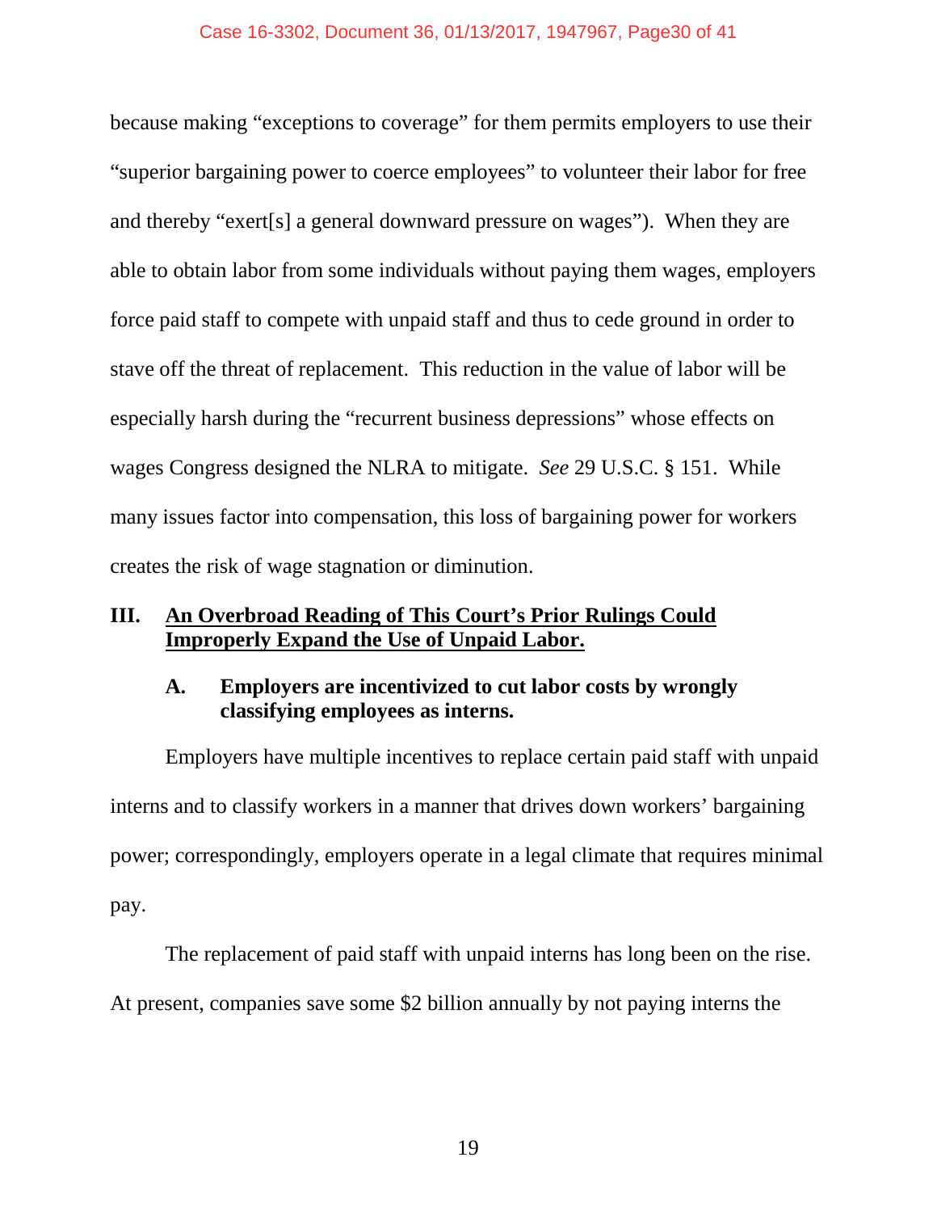because making "exceptions to coverage" for them permits employers to use their "superior bargaining power to coerce employees" to volunteer their labor for free and thereby "exert[s] a general downward pressure on wages"). When they are able to obtain labor from some individuals without paying them wages, employers force paid staff to compete with unpaid staff and thus to cede ground in order to stave off the threat of replacement. This reduction in the value of labor will be especially harsh during the "recurrent business depressions" whose effects on wages Congress designed the NLRA to mitigate. *See* 29 U.S.C. § 151. While many issues factor into compensation, this loss of bargaining power for workers creates the risk of wage stagnation or diminution.

## III. <u>An Overbroad Reading of This Court's Prior Rulings Could Improperly Expand the Use of Unpaid Labor.</u>

### A. Employers are incentivized to cut labor costs by wrongly classifying employees as interns.

Employers have multiple incentives to replace certain paid staff with unpaid interns and to classify workers in a manner that drives down workers' bargaining power; correspondingly, employers operate in a legal climate that requires minimal pay.

The replacement of paid staff with unpaid interns has long been on the rise. At present, companies save some $2 billion annually by not paying interns the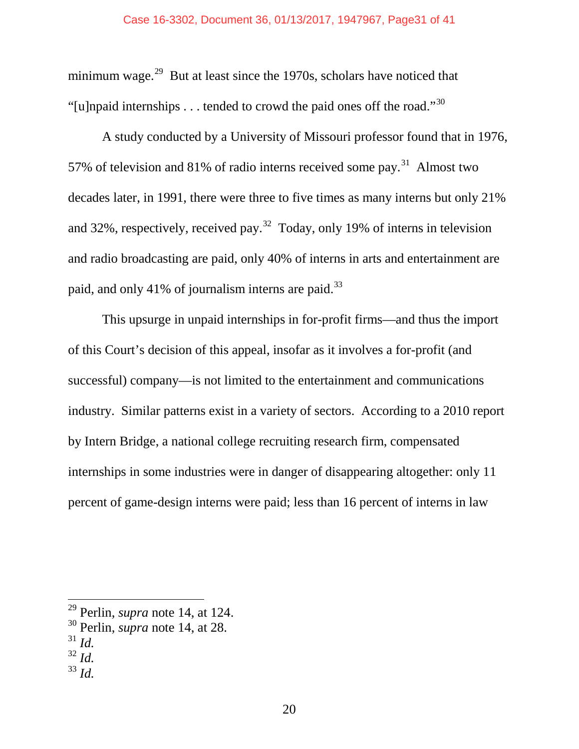minimum wage.[29] But at least since the 1970s, scholars have noticed that "[u]npaid internships . . . tended to crowd the paid ones off the road."[30]

A study conducted by a University of Missouri professor found that in 1976, 57% of television and 81% of radio interns received some pay.[31] Almost two decades later, in 1991, there were three to five times as many interns but only 21% and 32%, respectively, received pay.[32] Today, only 19% of interns in television and radio broadcasting are paid, only 40% of interns in arts and entertainment are paid, and only 41% of journalism interns are paid.[33]

This upsurge in unpaid internships in for-profit firms—and thus the import of this Court's decision of this appeal, insofar as it involves a for-profit (and successful) company—is not limited to the entertainment and communications industry. Similar patterns exist in a variety of sectors. According to a 2010 report by Intern Bridge, a national college recruiting research firm, compensated internships in some industries were in danger of disappearing altogether: only 11 percent of game-design interns were paid; less than 16 percent of interns in law

---

[29] Perlin, *supra* note 14, at 124.

[30] Perlin, *supra* note 14, at 28.

[31] *Id.*

[32] *Id.*

[33] *Id.*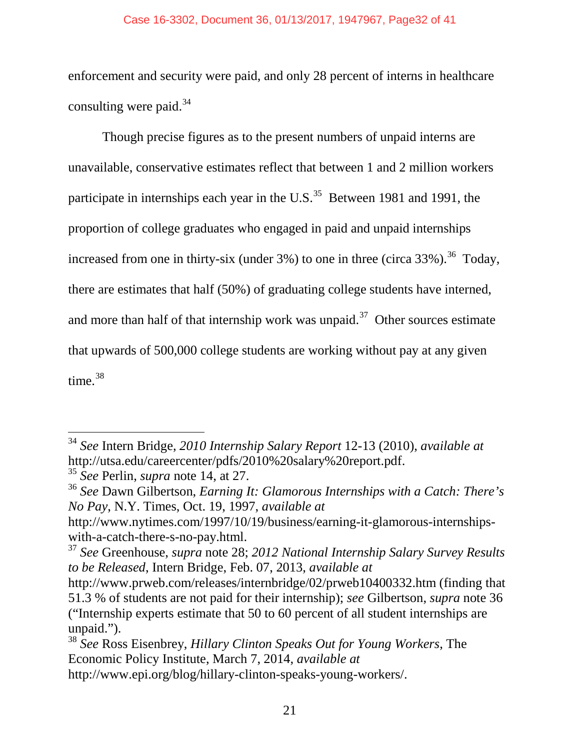enforcement and security were paid, and only 28 percent of interns in healthcare consulting were paid.[34]

Though precise figures as to the present numbers of unpaid interns are unavailable, conservative estimates reflect that between 1 and 2 million workers participate in internships each year in the U.S.[35] Between 1981 and 1991, the proportion of college graduates who engaged in paid and unpaid internships increased from one in thirty-six (under 3%) to one in three (circa 33%).[36] Today, there are estimates that half (50%) of graduating college students have interned, and more than half of that internship work was unpaid.[37] Other sources estimate that upwards of 500,000 college students are working without pay at any given time.[38]

---

[34] *See* Intern Bridge, *2010 Internship Salary Report* 12-13 (2010), *available at* http://utsa.edu/careercenter/pdfs/2010%20salary%20report.pdf.

[35] *See* Perlin, *supra* note 14, at 27.

[36] *See* Dawn Gilbertson, *Earning It: Glamorous Internships with a Catch: There's No Pay*, N.Y. Times, Oct. 19, 1997, *available at* http://www.nytimes.com/1997/10/19/business/earning-it-glamorous-internships-with-a-catch-there-s-no-pay.html.

[37] *See* Greenhouse, *supra* note 28; *2012 National Internship Salary Survey Results to be Released*, Intern Bridge, Feb. 07, 2013, *available at* http://www.prweb.com/releases/internbridge/02/prweb10400332.htm (finding that 51.3 % of students are not paid for their internship); *see* Gilbertson, *supra* note 36 ("Internship experts estimate that 50 to 60 percent of all student internships are unpaid.").

[38] *See* Ross Eisenbrey, *Hillary Clinton Speaks Out for Young Workers*, The Economic Policy Institute, March 7, 2014, *available at* http://www.epi.org/blog/hillary-clinton-speaks-young-workers/.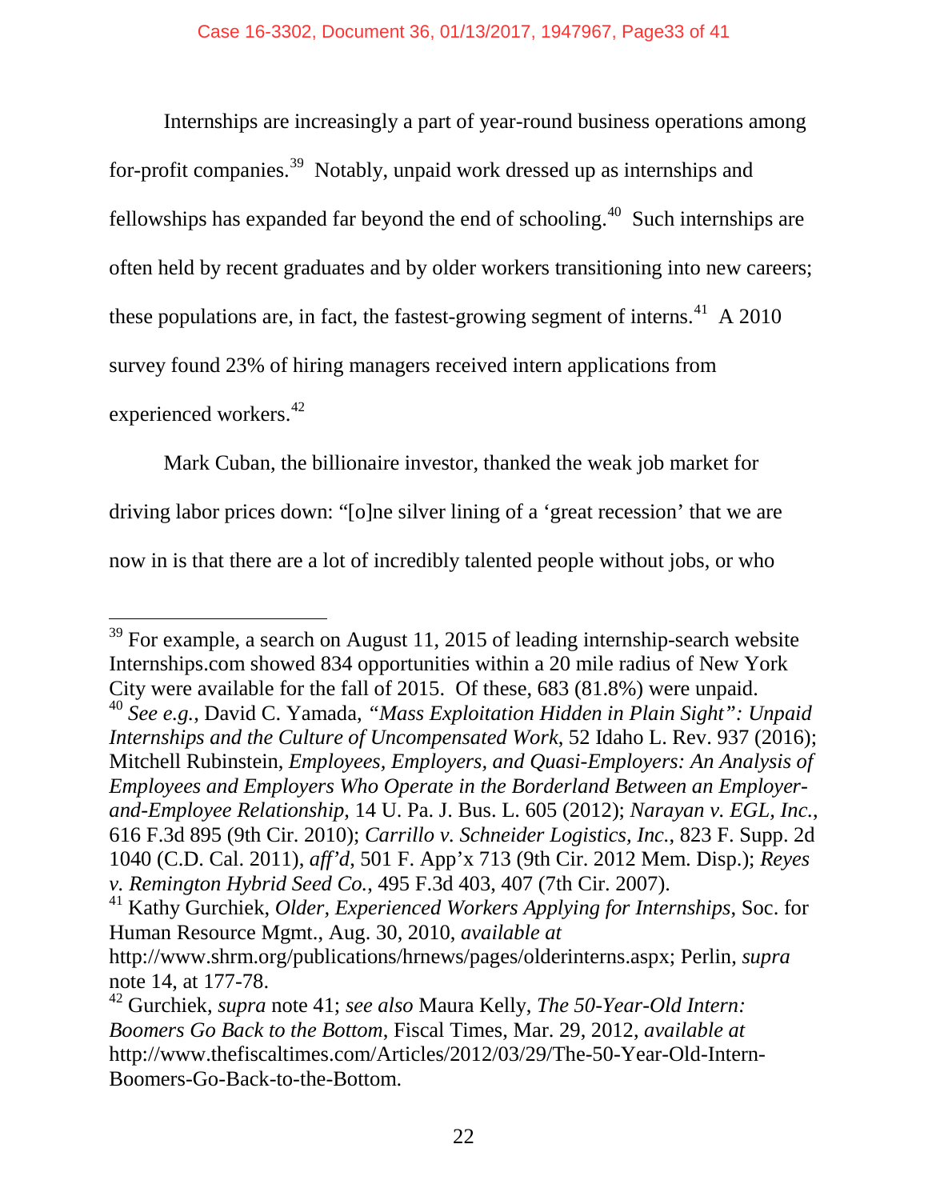Internships are increasingly a part of year-round business operations among for-profit companies.[39] Notably, unpaid work dressed up as internships and fellowships has expanded far beyond the end of schooling.[40] Such internships are often held by recent graduates and by older workers transitioning into new careers; these populations are, in fact, the fastest-growing segment of interns.[41] A 2010 survey found 23% of hiring managers received intern applications from experienced workers.[42]

Mark Cuban, the billionaire investor, thanked the weak job market for driving labor prices down: "[o]ne silver lining of a 'great recession' that we are now in is that there are a lot of incredibly talented people without jobs, or who

---

[39] For example, a search on August 11, 2015 of leading internship-search website Internships.com showed 834 opportunities within a 20 mile radius of New York City were available for the fall of 2015. Of these, 683 (81.8%) were unpaid.

[40] *See e.g.*, David C. Yamada, *"Mass Exploitation Hidden in Plain Sight": Unpaid Internships and the Culture of Uncompensated Work*, 52 Idaho L. Rev. 937 (2016); Mitchell Rubinstein, *Employees, Employers, and Quasi-Employers: An Analysis of Employees and Employers Who Operate in the Borderland Between an Employer-and-Employee Relationship*, 14 U. Pa. J. Bus. L. 605 (2012); *Narayan v. EGL, Inc.*, 616 F.3d 895 (9th Cir. 2010); *Carrillo v. Schneider Logistics, Inc.*, 823 F. Supp. 2d 1040 (C.D. Cal. 2011), *aff'd*, 501 F. App'x 713 (9th Cir. 2012 Mem. Disp.); *Reyes v. Remington Hybrid Seed Co.*, 495 F.3d 403, 407 (7th Cir. 2007).

[41] Kathy Gurchiek, *Older, Experienced Workers Applying for Internships*, Soc. for Human Resource Mgmt., Aug. 30, 2010, *available at* http://www.shrm.org/publications/hrnews/pages/olderinterns.aspx; Perlin, *supra* note 14, at 177-78.

[42] Gurchiek, *supra* note 41; *see also* Maura Kelly, *The 50-Year-Old Intern: Boomers Go Back to the Bottom*, Fiscal Times, Mar. 29, 2012, *available at* http://www.thefiscaltimes.com/Articles/2012/03/29/The-50-Year-Old-Intern-Boomers-Go-Back-to-the-Bottom.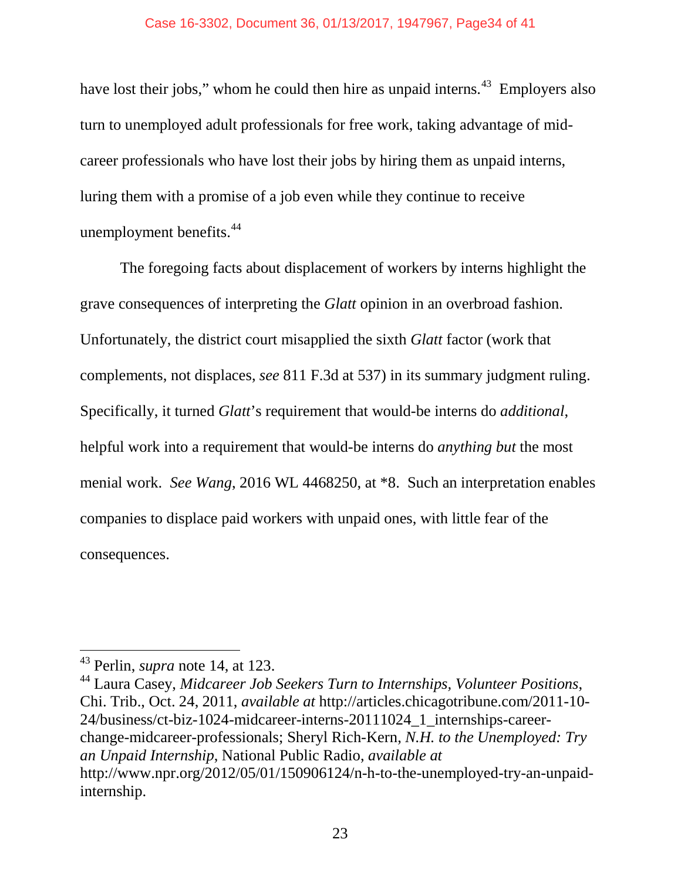have lost their jobs," whom he could then hire as unpaid interns.[43] Employers also turn to unemployed adult professionals for free work, taking advantage of mid-career professionals who have lost their jobs by hiring them as unpaid interns, luring them with a promise of a job even while they continue to receive unemployment benefits.[44]

The foregoing facts about displacement of workers by interns highlight the grave consequences of interpreting the *Glatt* opinion in an overbroad fashion. Unfortunately, the district court misapplied the sixth *Glatt* factor (work that complements, not displaces, *see* 811 F.3d at 537) in its summary judgment ruling. Specifically, it turned *Glatt*'s requirement that would-be interns do *additional*, helpful work into a requirement that would-be interns do *anything but* the most menial work. *See Wang*, 2016 WL 4468250, at *8. Such an interpretation enables companies to displace paid workers with unpaid ones, with little fear of the consequences.

---

[43] Perlin, *supra* note 14, at 123.

[44] Laura Casey, *Midcareer Job Seekers Turn to Internships, Volunteer Positions*, Chi. Trib., Oct. 24, 2011, *available at* http://articles.chicagotribune.com/2011-10-24/business/ct-biz-1024-midcareer-interns-20111024_1_internships-career-change-midcareer-professionals; Sheryl Rich-Kern, *N.H. to the Unemployed: Try an Unpaid Internship*, National Public Radio, *available at* http://www.npr.org/2012/05/01/150906124/n-h-to-the-unemployed-try-an-unpaid-internship.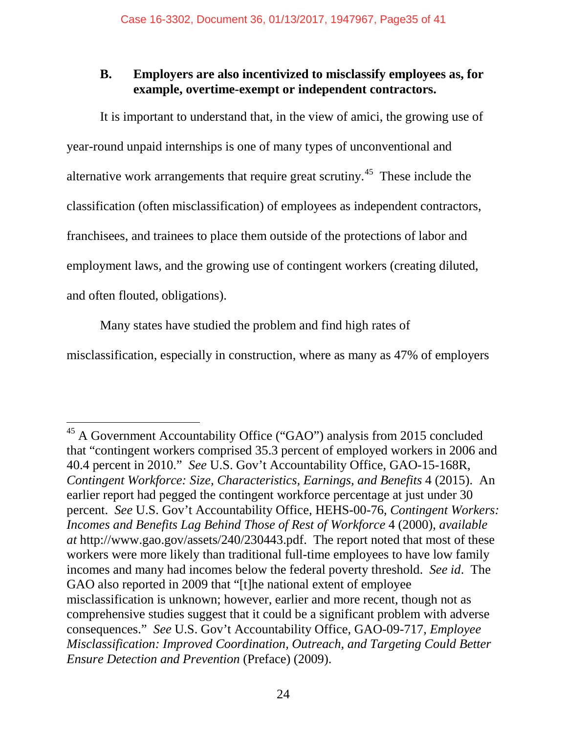### B. Employers are also incentivized to misclassify employees as, for example, overtime-exempt or independent contractors.

It is important to understand that, in the view of amici, the growing use of year-round unpaid internships is one of many types of unconventional and alternative work arrangements that require great scrutiny.[45] These include the classification (often misclassification) of employees as independent contractors, franchisees, and trainees to place them outside of the protections of labor and employment laws, and the growing use of contingent workers (creating diluted, and often flouted, obligations).

Many states have studied the problem and find high rates of misclassification, especially in construction, where as many as 47% of employers

---

[45] A Government Accountability Office ("GAO") analysis from 2015 concluded that "contingent workers comprised 35.3 percent of employed workers in 2006 and 40.4 percent in 2010." *See* U.S. Gov't Accountability Office, GAO-15-168R, *Contingent Workforce: Size, Characteristics, Earnings, and Benefits* 4 (2015). An earlier report had pegged the contingent workforce percentage at just under 30 percent. *See* U.S. Gov't Accountability Office, HEHS-00-76, *Contingent Workers: Incomes and Benefits Lag Behind Those of Rest of Workforce* 4 (2000), *available at* http://www.gao.gov/assets/240/230443.pdf. The report noted that most of these workers were more likely than traditional full-time employees to have low family incomes and many had incomes below the federal poverty threshold. *See id*. The GAO also reported in 2009 that "[t]he national extent of employee misclassification is unknown; however, earlier and more recent, though not as comprehensive studies suggest that it could be a significant problem with adverse consequences." *See* U.S. Gov't Accountability Office, GAO-09-717, *Employee Misclassification: Improved Coordination, Outreach, and Targeting Could Better Ensure Detection and Prevention* (Preface) (2009).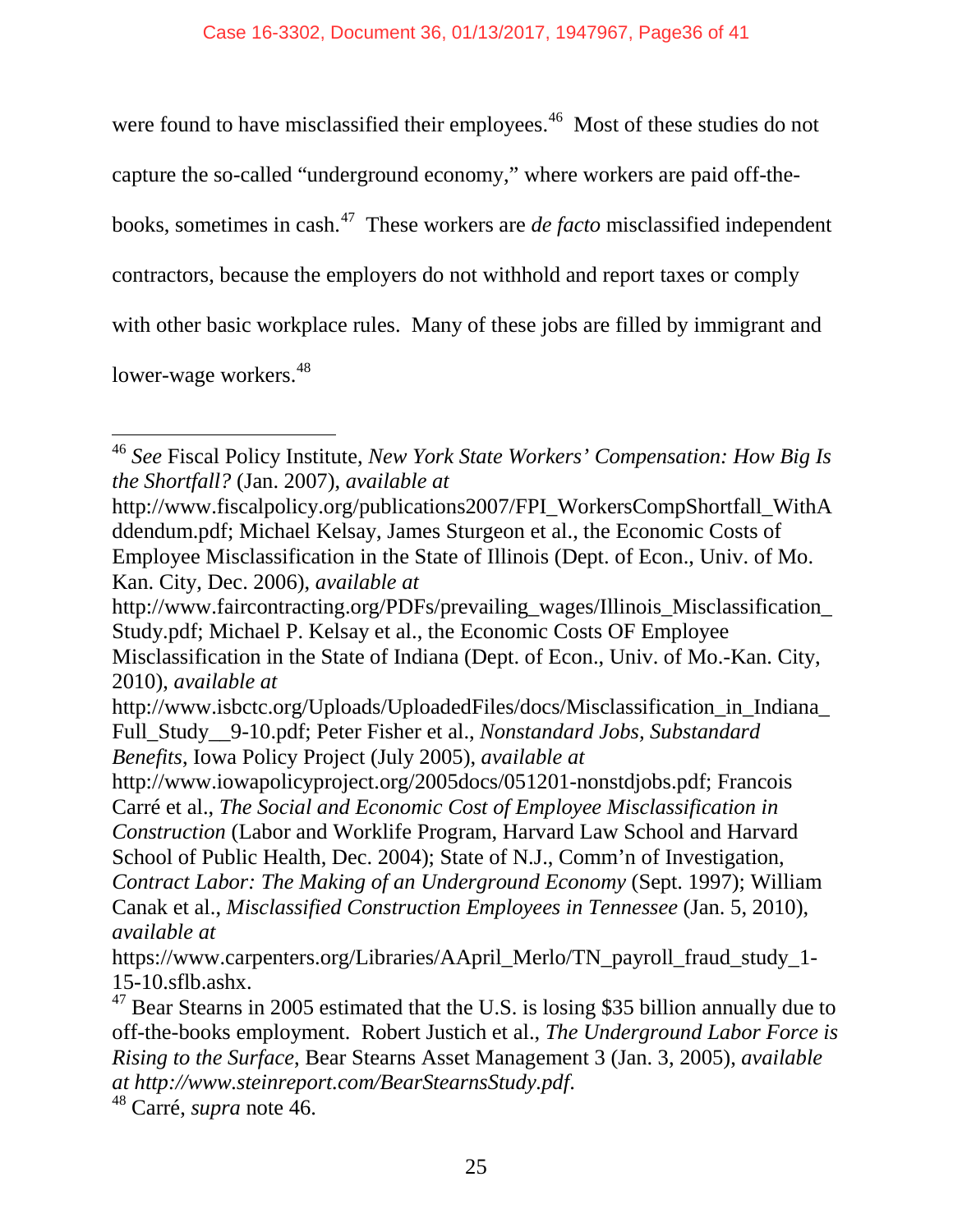were found to have misclassified their employees.[46] Most of these studies do not capture the so-called "underground economy," where workers are paid off-the-books, sometimes in cash.[47] These workers are *de facto* misclassified independent contractors, because the employers do not withhold and report taxes or comply with other basic workplace rules. Many of these jobs are filled by immigrant and lower-wage workers.[48]

---

[46] *See* Fiscal Policy Institute, *New York State Workers' Compensation: How Big Is the Shortfall?* (Jan. 2007), *available at* http://www.fiscalpolicy.org/publications2007/FPI_WorkersCompShortfall_WithAddendum.pdf; Michael Kelsay, James Sturgeon et al., the Economic Costs of Employee Misclassification in the State of Illinois (Dept. of Econ., Univ. of Mo. Kan. City, Dec. 2006), *available at* http://www.faircontracting.org/PDFs/prevailing_wages/Illinois_Misclassification_Study.pdf; Michael P. Kelsay et al., the Economic Costs OF Employee Misclassification in the State of Indiana (Dept. of Econ., Univ. of Mo.-Kan. City, 2010), *available at* http://www.isbctc.org/Uploads/UploadedFiles/docs/Misclassification_in_Indiana_Full_Study__9-10.pdf; Peter Fisher et al., *Nonstandard Jobs, Substandard Benefits*, Iowa Policy Project (July 2005), *available at* http://www.iowapolicyproject.org/2005docs/051201-nonstdjobs.pdf; Francois Carré et al., *The Social and Economic Cost of Employee Misclassification in Construction* (Labor and Worklife Program, Harvard Law School and Harvard School of Public Health, Dec. 2004); State of N.J., Comm'n of Investigation, *Contract Labor: The Making of an Underground Economy* (Sept. 1997); William Canak et al., *Misclassified Construction Employees in Tennessee* (Jan. 5, 2010), *available at* https://www.carpenters.org/Libraries/AApril_Merlo/TN_payroll_fraud_study_1-15-10.sflb.ashx.

[47] Bear Stearns in 2005 estimated that the U.S. is losing $35 billion annually due to off-the-books employment. Robert Justich et al., *The Underground Labor Force is Rising to the Surface*, Bear Stearns Asset Management 3 (Jan. 3, 2005), *available at http://www.steinreport.com/BearStearnsStudy.pdf*.

[48] Carré, *supra* note 46.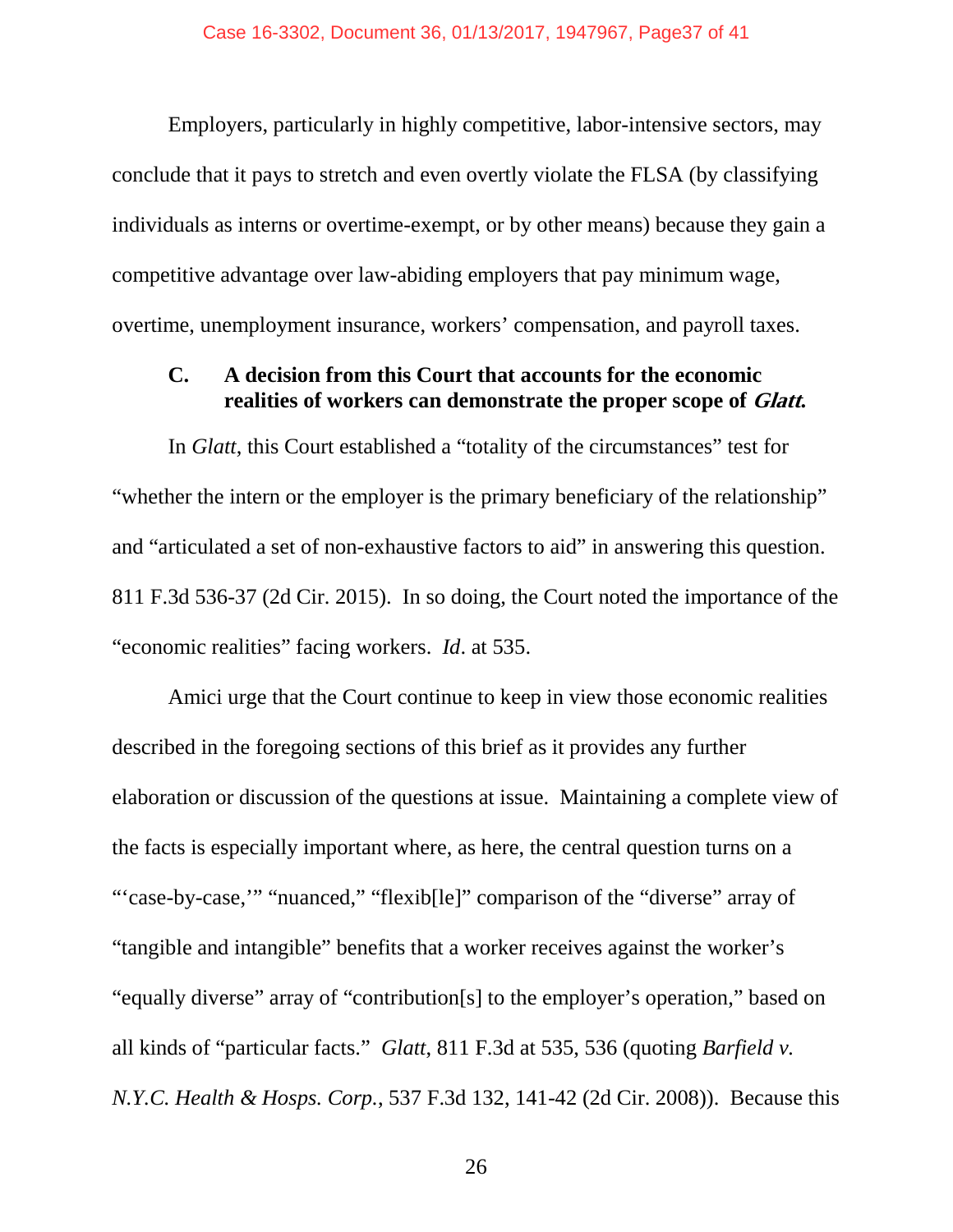Employers, particularly in highly competitive, labor-intensive sectors, may conclude that it pays to stretch and even overtly violate the FLSA (by classifying individuals as interns or overtime-exempt, or by other means) because they gain a competitive advantage over law-abiding employers that pay minimum wage, overtime, unemployment insurance, workers' compensation, and payroll taxes.

### C. A decision from this Court that accounts for the economic realities of workers can demonstrate the proper scope of *Glatt.*

In *Glatt*, this Court established a "totality of the circumstances" test for "whether the intern or the employer is the primary beneficiary of the relationship" and "articulated a set of non-exhaustive factors to aid" in answering this question. 811 F.3d 536-37 (2d Cir. 2015). In so doing, the Court noted the importance of the "economic realities" facing workers. *Id*. at 535.

Amici urge that the Court continue to keep in view those economic realities described in the foregoing sections of this brief as it provides any further elaboration or discussion of the questions at issue. Maintaining a complete view of the facts is especially important where, as here, the central question turns on a "'case-by-case,'" "nuanced," "flexib[le]" comparison of the "diverse" array of "tangible and intangible" benefits that a worker receives against the worker's "equally diverse" array of "contribution[s] to the employer's operation," based on all kinds of "particular facts." *Glatt*, 811 F.3d at 535, 536 (quoting *Barfield v. N.Y.C. Health & Hosps. Corp.*, 537 F.3d 132, 141-42 (2d Cir. 2008)). Because this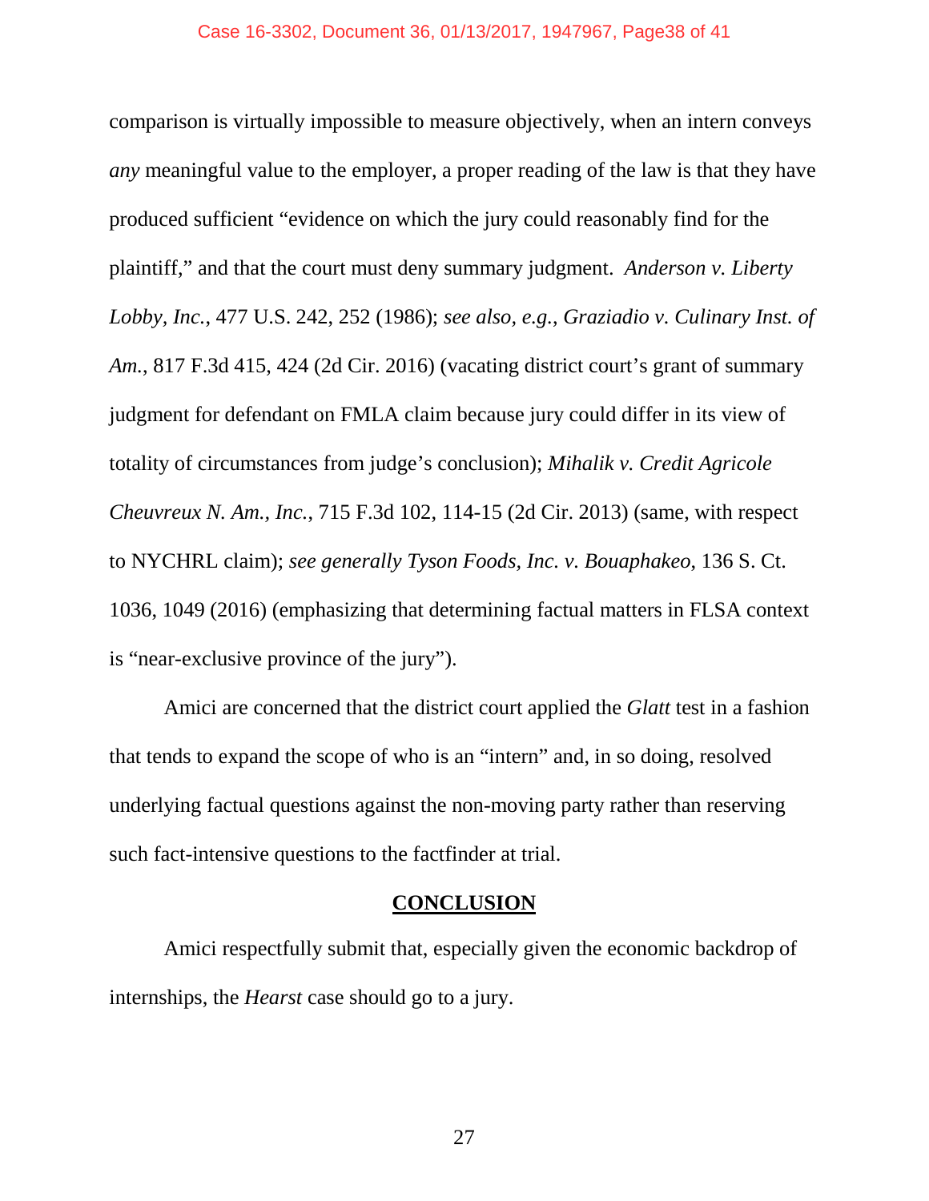comparison is virtually impossible to measure objectively, when an intern conveys *any* meaningful value to the employer, a proper reading of the law is that they have produced sufficient "evidence on which the jury could reasonably find for the plaintiff," and that the court must deny summary judgment. *Anderson v. Liberty Lobby, Inc.*, 477 U.S. 242, 252 (1986); *see also, e.g.*, *Graziadio v. Culinary Inst. of Am.*, 817 F.3d 415, 424 (2d Cir. 2016) (vacating district court's grant of summary judgment for defendant on FMLA claim because jury could differ in its view of totality of circumstances from judge's conclusion); *Mihalik v. Credit Agricole Cheuvreux N. Am., Inc.*, 715 F.3d 102, 114-15 (2d Cir. 2013) (same, with respect to NYCHRL claim); *see generally Tyson Foods, Inc. v. Bouaphakeo*, 136 S. Ct. 1036, 1049 (2016) (emphasizing that determining factual matters in FLSA context is "near-exclusive province of the jury").

Amici are concerned that the district court applied the *Glatt* test in a fashion that tends to expand the scope of who is an "intern" and, in so doing, resolved underlying factual questions against the non-moving party rather than reserving such fact-intensive questions to the factfinder at trial.

## CONCLUSION

Amici respectfully submit that, especially given the economic backdrop of internships, the *Hearst* case should go to a jury.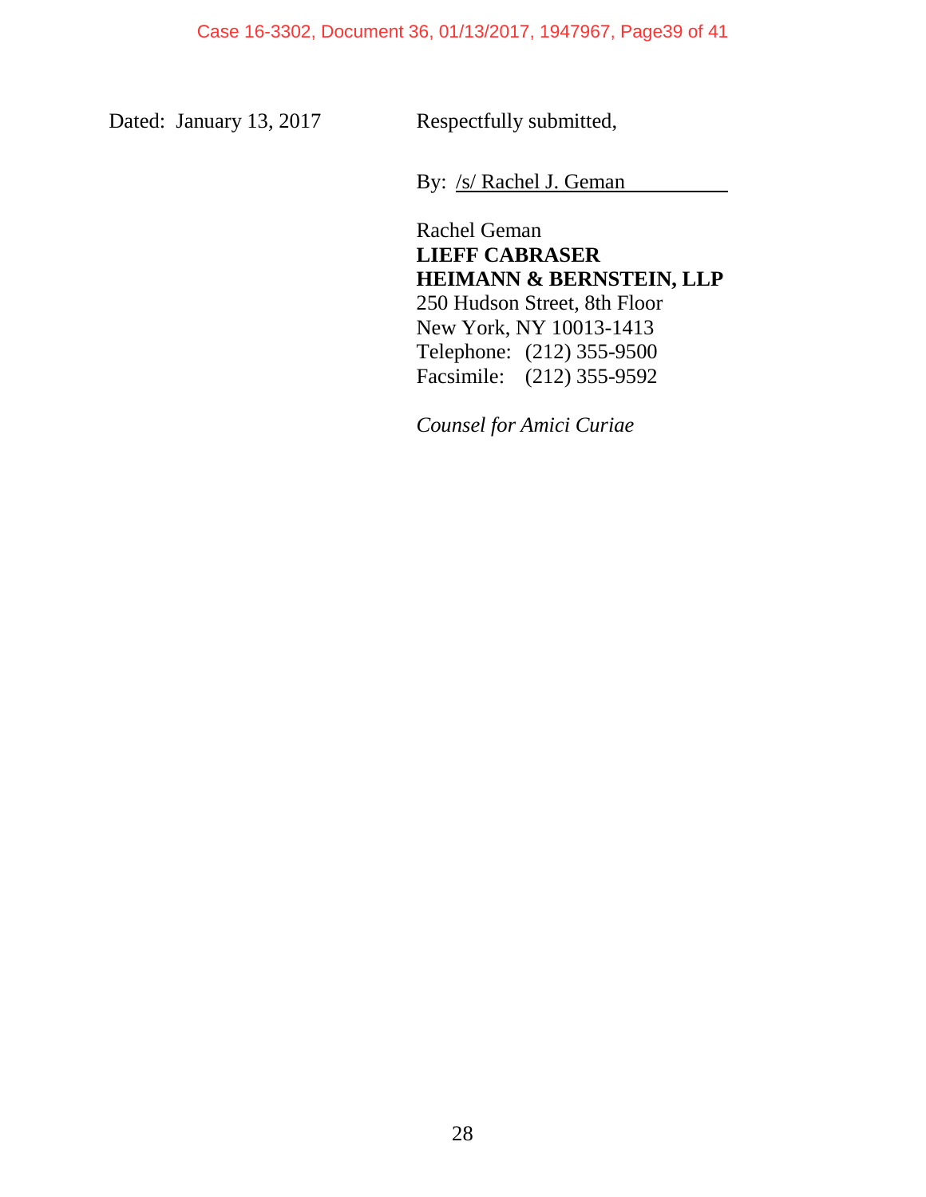Dated: January 13, 2017

Respectfully submitted,

By: /s/ Rachel J. Geman

Rachel Geman
**LIEFF CABRASER**
**HEIMANN & BERNSTEIN, LLP**
250 Hudson Street, 8th Floor
New York, NY 10013-1413
Telephone: (212) 355-9500
Facsimile: (212) 355-9592

*Counsel for Amici Curiae*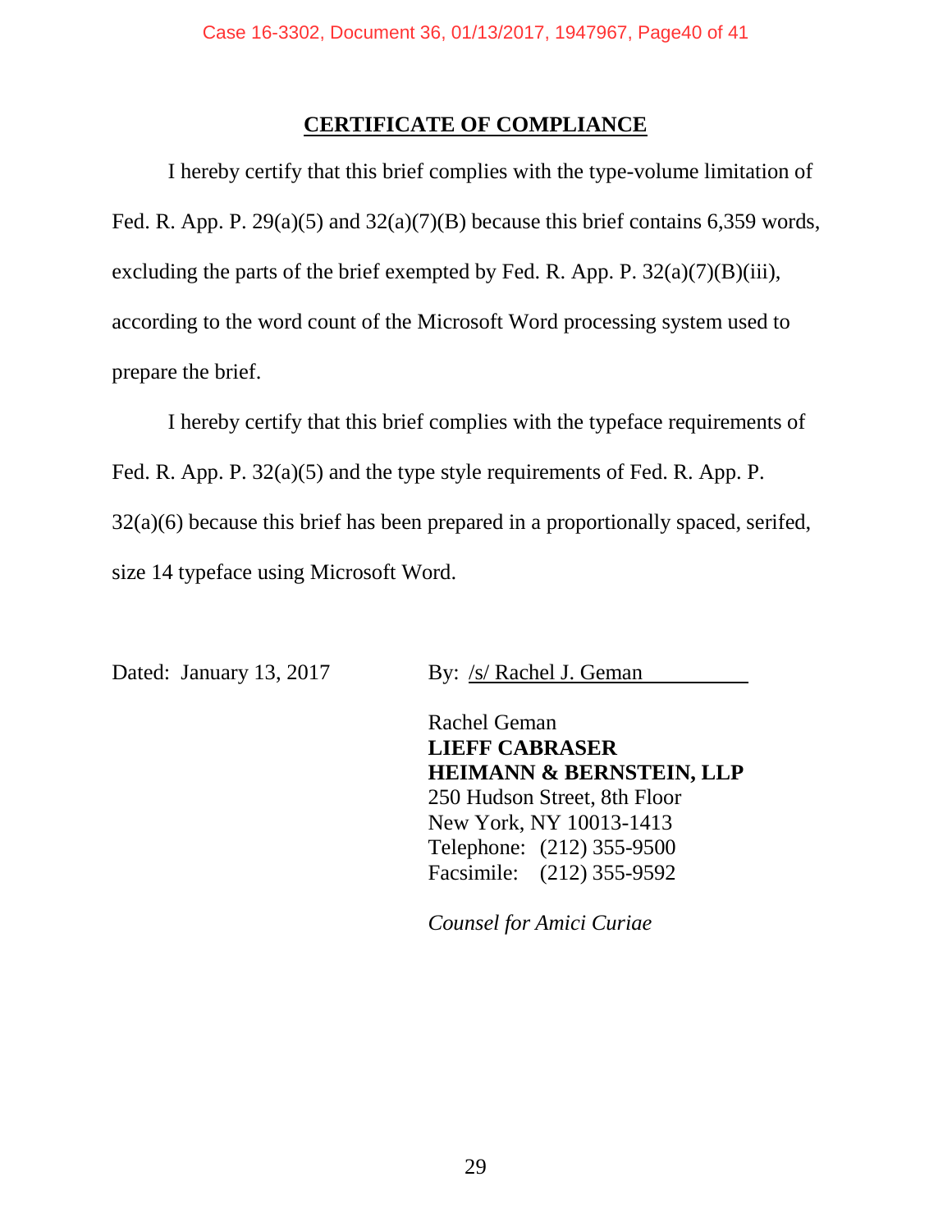## CERTIFICATE OF COMPLIANCE

I hereby certify that this brief complies with the type-volume limitation of Fed. R. App. P. 29(a)(5) and 32(a)(7)(B) because this brief contains 6,359 words, excluding the parts of the brief exempted by Fed. R. App. P. 32(a)(7)(B)(iii), according to the word count of the Microsoft Word processing system used to prepare the brief.

I hereby certify that this brief complies with the typeface requirements of Fed. R. App. P. 32(a)(5) and the type style requirements of Fed. R. App. P. 32(a)(6) because this brief has been prepared in a proportionally spaced, serifed, size 14 typeface using Microsoft Word.

Dated: January 13, 2017

By: /s/ Rachel J. Geman

Rachel Geman
**LIEFF CABRASER HEIMANN & BERNSTEIN, LLP**
250 Hudson Street, 8th Floor
New York, NY 10013-1413
Telephone: (212) 355-9500
Facsimile: (212) 355-9592

*Counsel for Amici Curiae*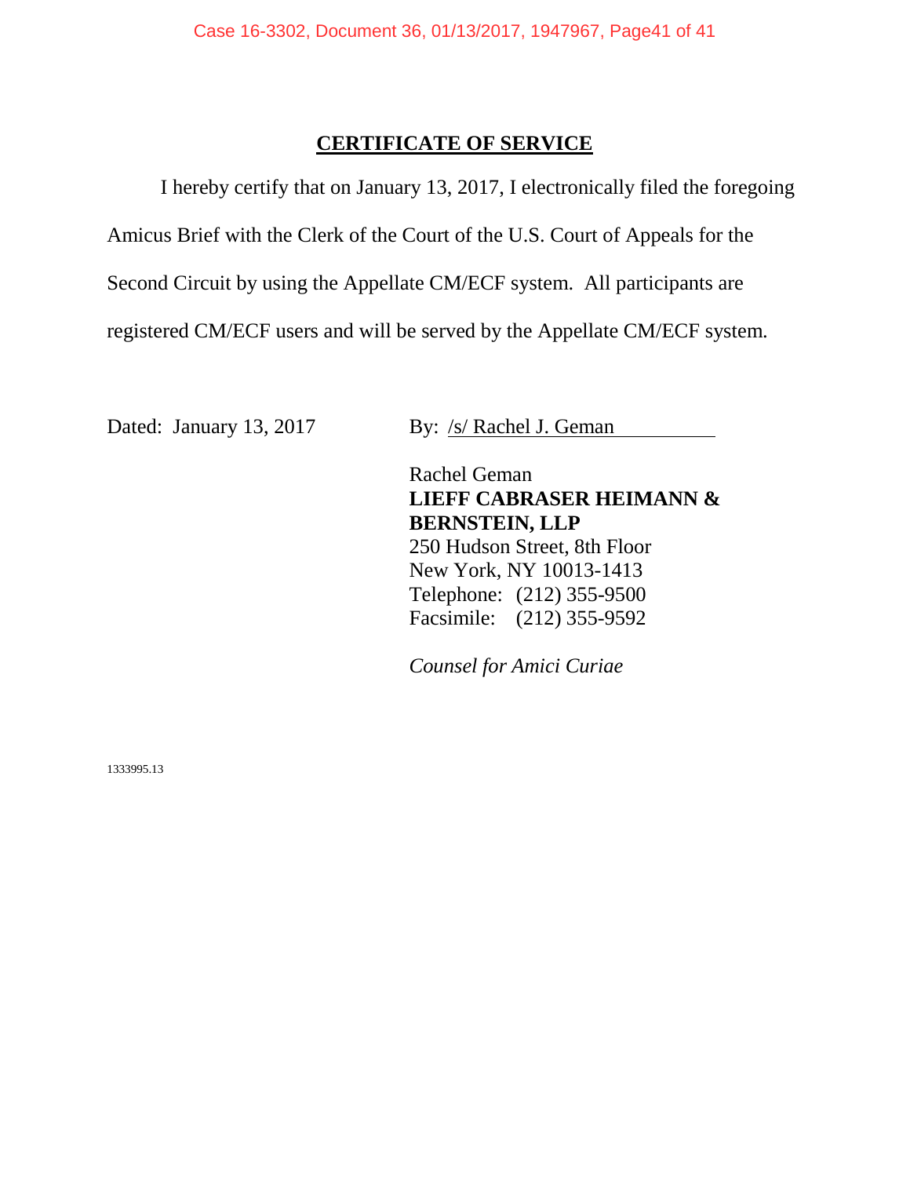## CERTIFICATE OF SERVICE

I hereby certify that on January 13, 2017, I electronically filed the foregoing Amicus Brief with the Clerk of the Court of the U.S. Court of Appeals for the Second Circuit by using the Appellate CM/ECF system. All participants are registered CM/ECF users and will be served by the Appellate CM/ECF system.

Dated: January 13, 2017

By: /s/ Rachel J. Geman

Rachel Geman
**LIEFF CABRASER HEIMANN & BERNSTEIN, LLP**
250 Hudson Street, 8th Floor
New York, NY 10013-1413
Telephone: (212) 355-9500
Facsimile: (212) 355-9592

*Counsel for Amici Curiae*

1333995.13